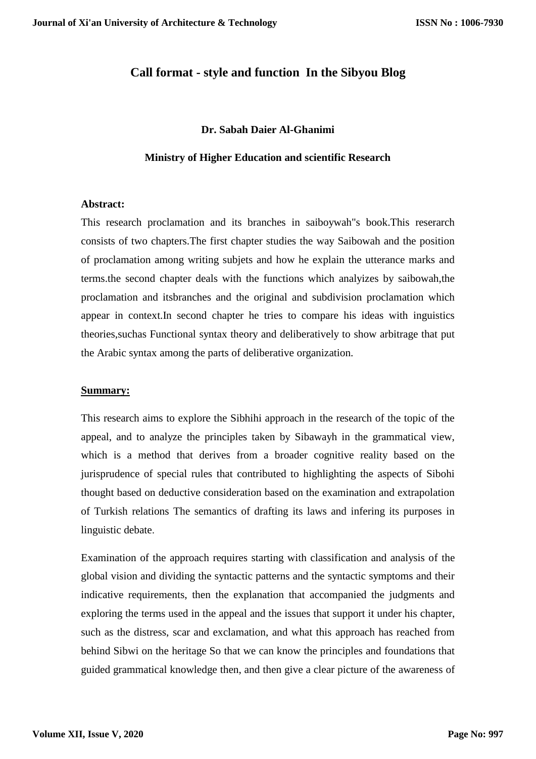# Call format - style and function  In the Sibyou Blog

**Dr. Sabah Daier Al-Ghanimi**

**Ministry of Higher Education and scientific Research**

**Abstract:**

This research proclamation and its branches in saiboywah"s book.This reserarch consists of two chapters.The first chapter studies the way Saibowah and the position of proclamation among writing subjets and how he explain the utterance marks and terms.the second chapter deals with the functions which analyizes by saibowah,the proclamation and itsbranches and the original and subdivision proclamation which appear in context.In second chapter he tries to compare his ideas with inguistics theories,suchas Functional syntax theory and deliberatively to show arbitrage that put the Arabic syntax among the parts of deliberative organization.

**<u>Summary:</u>**

This research aims to explore the Sibhihi approach in the research of the topic of the appeal, and to analyze the principles taken by Sibawayh in the grammatical view, which is a method that derives from a broader cognitive reality based on the jurisprudence of special rules that contributed to highlighting the aspects of Sibohi thought based on deductive consideration based on the examination and extrapolation of Turkish relations The semantics of drafting its laws and infering its purposes in linguistic debate.

Examination of the approach requires starting with classification and analysis of the global vision and dividing the syntactic patterns and the syntactic symptoms and their indicative requirements, then the explanation that accompanied the judgments and exploring the terms used in the appeal and the issues that support it under his chapter, such as the distress, scar and exclamation, and what this approach has reached from behind Sibwi on the heritage So that we can know the principles and foundations that guided grammatical knowledge then, and then give a clear picture of the awareness of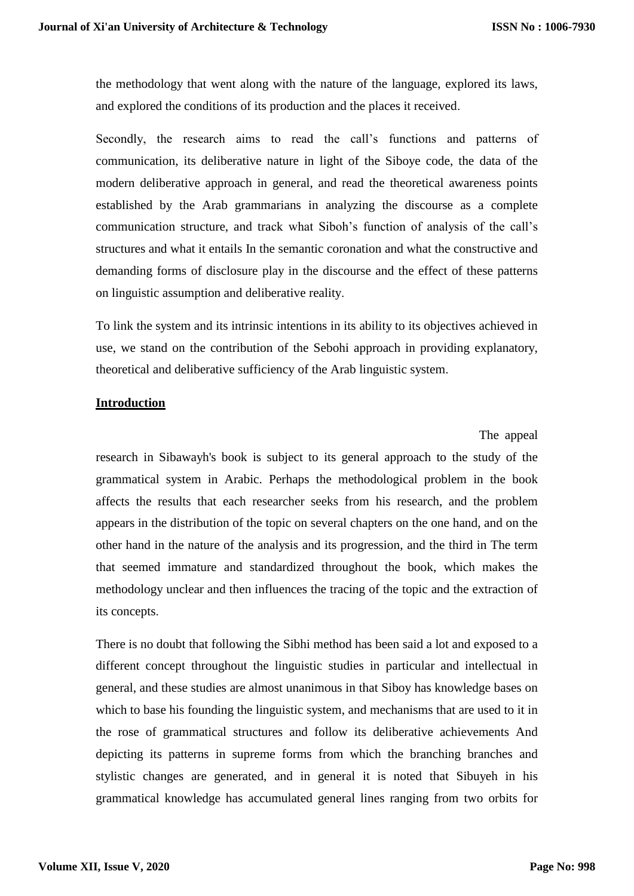the methodology that went along with the nature of the language, explored its laws, and explored the conditions of its production and the places it received.

Secondly, the research aims to read the call's functions and patterns of communication, its deliberative nature in light of the Siboye code, the data of the modern deliberative approach in general, and read the theoretical awareness points established by the Arab grammarians in analyzing the discourse as a complete communication structure, and track what Siboh's function of analysis of the call's structures and what it entails In the semantic coronation and what the constructive and demanding forms of disclosure play in the discourse and the effect of these patterns on linguistic assumption and deliberative reality.

To link the system and its intrinsic intentions in its ability to its objectives achieved in use, we stand on the contribution of the Sebohi approach in providing explanatory, theoretical and deliberative sufficiency of the Arab linguistic system.

## Introduction

The appeal research in Sibawayh's book is subject to its general approach to the study of the grammatical system in Arabic. Perhaps the methodological problem in the book affects the results that each researcher seeks from his research, and the problem appears in the distribution of the topic on several chapters on the one hand, and on the other hand in the nature of the analysis and its progression, and the third in The term that seemed immature and standardized throughout the book, which makes the methodology unclear and then influences the tracing of the topic and the extraction of its concepts.

There is no doubt that following the Sibhi method has been said a lot and exposed to a different concept throughout the linguistic studies in particular and intellectual in general, and these studies are almost unanimous in that Siboy has knowledge bases on which to base his founding the linguistic system, and mechanisms that are used to it in the rose of grammatical structures and follow its deliberative achievements And depicting its patterns in supreme forms from which the branching branches and stylistic changes are generated, and in general it is noted that Sibuyeh in his grammatical knowledge has accumulated general lines ranging from two orbits for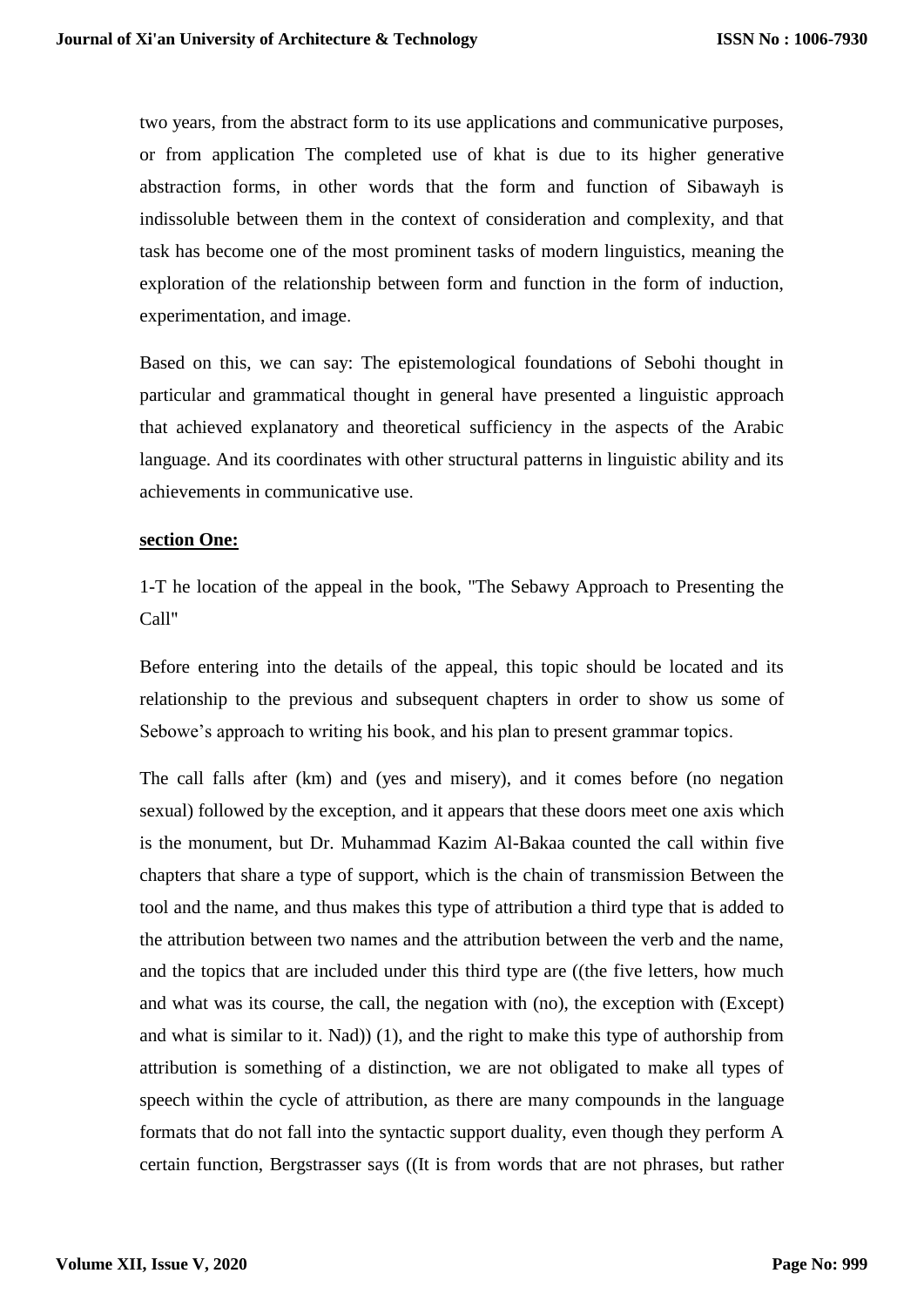two years, from the abstract form to its use applications and communicative purposes, or from application The completed use of khat is due to its higher generative abstraction forms, in other words that the form and function of Sibawayh is indissoluble between them in the context of consideration and complexity, and that task has become one of the most prominent tasks of modern linguistics, meaning the exploration of the relationship between form and function in the form of induction, experimentation, and image.

Based on this, we can say: The epistemological foundations of Sebohi thought in particular and grammatical thought in general have presented a linguistic approach that achieved explanatory and theoretical sufficiency in the aspects of the Arabic language. And its coordinates with other structural patterns in linguistic ability and its achievements in communicative use.

**section One:**

1-T he location of the appeal in the book, "The Sebawy Approach to Presenting the Call"

Before entering into the details of the appeal, this topic should be located and its relationship to the previous and subsequent chapters in order to show us some of Sebowe's approach to writing his book, and his plan to present grammar topics.

The call falls after (km) and (yes and misery), and it comes before (no negation sexual) followed by the exception, and it appears that these doors meet one axis which is the monument, but Dr. Muhammad Kazim Al-Bakaa counted the call within five chapters that share a type of support, which is the chain of transmission Between the tool and the name, and thus makes this type of attribution a third type that is added to the attribution between two names and the attribution between the verb and the name, and the topics that are included under this third type are ((the five letters, how much and what was its course, the call, the negation with (no), the exception with (Except) and what is similar to it. Nad)) (1), and the right to make this type of authorship from attribution is something of a distinction, we are not obligated to make all types of speech within the cycle of attribution, as there are many compounds in the language formats that do not fall into the syntactic support duality, even though they perform A certain function, Bergstrasser says ((It is from words that are not phrases, but rather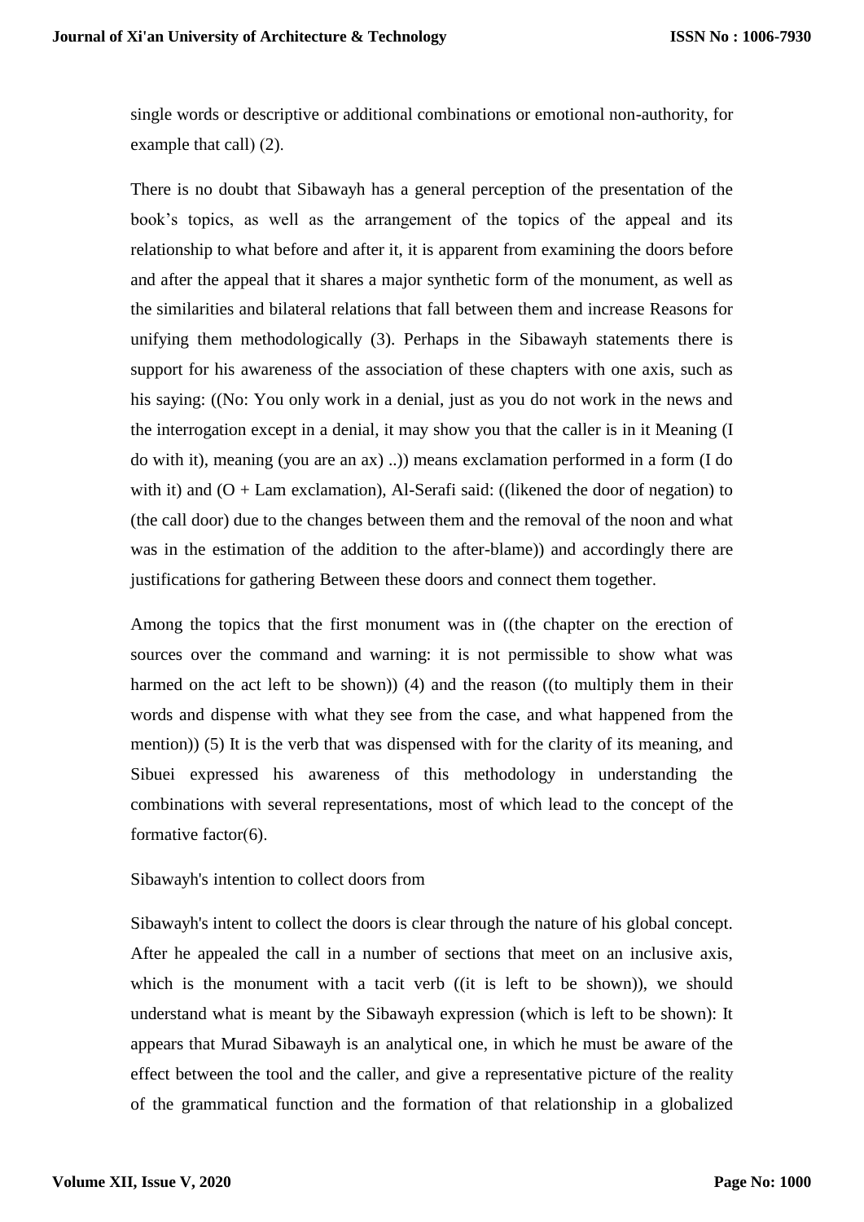single words or descriptive or additional combinations or emotional non-authority, for example that call) (2).

There is no doubt that Sibawayh has a general perception of the presentation of the book's topics, as well as the arrangement of the topics of the appeal and its relationship to what before and after it, it is apparent from examining the doors before and after the appeal that it shares a major synthetic form of the monument, as well as the similarities and bilateral relations that fall between them and increase Reasons for unifying them methodologically (3). Perhaps in the Sibawayh statements there is support for his awareness of the association of these chapters with one axis, such as his saying: ((No: You only work in a denial, just as you do not work in the news and the interrogation except in a denial, it may show you that the caller is in it Meaning (I do with it), meaning (you are an ax) ..)) means exclamation performed in a form (I do with it) and (O + Lam exclamation), Al-Serafi said: ((likened the door of negation) to (the call door) due to the changes between them and the removal of the noon and what was in the estimation of the addition to the after-blame)) and accordingly there are justifications for gathering Between these doors and connect them together.

Among the topics that the first monument was in ((the chapter on the erection of sources over the command and warning: it is not permissible to show what was harmed on the act left to be shown)) (4) and the reason ((to multiply them in their words and dispense with what they see from the case, and what happened from the mention)) (5) It is the verb that was dispensed with for the clarity of its meaning, and Sibuei expressed his awareness of this methodology in understanding the combinations with several representations, most of which lead to the concept of the formative factor(6).

Sibawayh's intention to collect doors from

Sibawayh's intent to collect the doors is clear through the nature of his global concept. After he appealed the call in a number of sections that meet on an inclusive axis, which is the monument with a tacit verb ((it is left to be shown)), we should understand what is meant by the Sibawayh expression (which is left to be shown): It appears that Murad Sibawayh is an analytical one, in which he must be aware of the effect between the tool and the caller, and give a representative picture of the reality of the grammatical function and the formation of that relationship in a globalized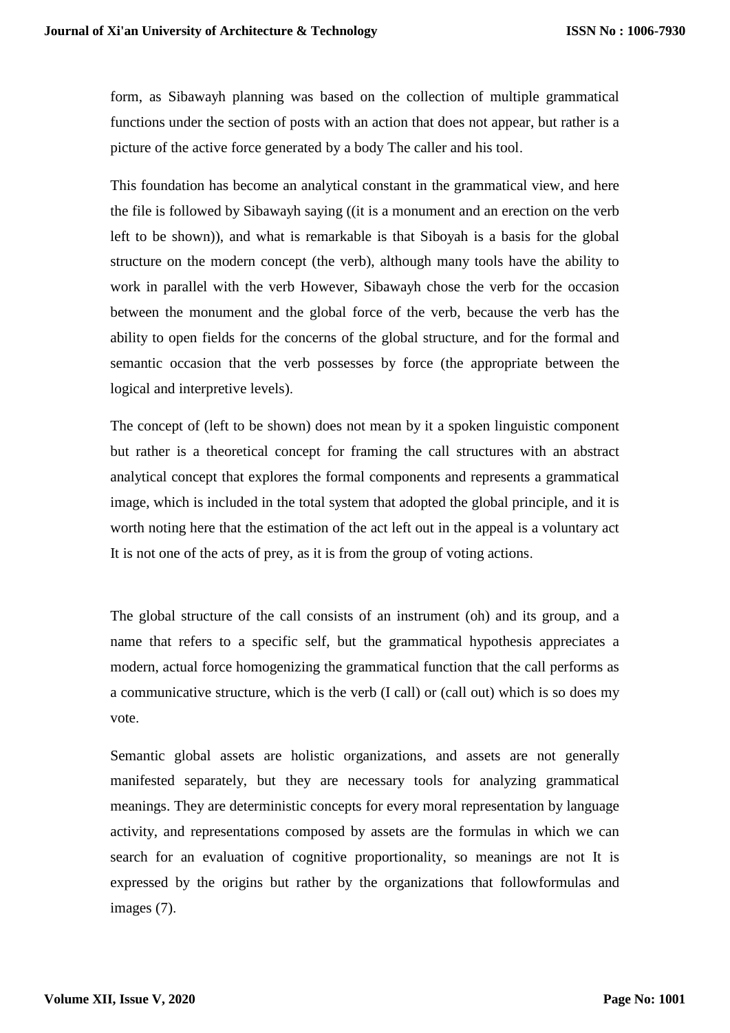form, as Sibawayh planning was based on the collection of multiple grammatical functions under the section of posts with an action that does not appear, but rather is a picture of the active force generated by a body The caller and his tool.

This foundation has become an analytical constant in the grammatical view, and here the file is followed by Sibawayh saying ((it is a monument and an erection on the verb left to be shown)), and what is remarkable is that Siboyah is a basis for the global structure on the modern concept (the verb), although many tools have the ability to work in parallel with the verb However, Sibawayh chose the verb for the occasion between the monument and the global force of the verb, because the verb has the ability to open fields for the concerns of the global structure, and for the formal and semantic occasion that the verb possesses by force (the appropriate between the logical and interpretive levels).

The concept of (left to be shown) does not mean by it a spoken linguistic component but rather is a theoretical concept for framing the call structures with an abstract analytical concept that explores the formal components and represents a grammatical image, which is included in the total system that adopted the global principle, and it is worth noting here that the estimation of the act left out in the appeal is a voluntary act It is not one of the acts of prey, as it is from the group of voting actions.

The global structure of the call consists of an instrument (oh) and its group, and a name that refers to a specific self, but the grammatical hypothesis appreciates a modern, actual force homogenizing the grammatical function that the call performs as a communicative structure, which is the verb (I call) or (call out) which is so does my vote.

Semantic global assets are holistic organizations, and assets are not generally manifested separately, but they are necessary tools for analyzing grammatical meanings. They are deterministic concepts for every moral representation by language activity, and representations composed by assets are the formulas in which we can search for an evaluation of cognitive proportionality, so meanings are not It is expressed by the origins but rather by the organizations that followformulas and images (7).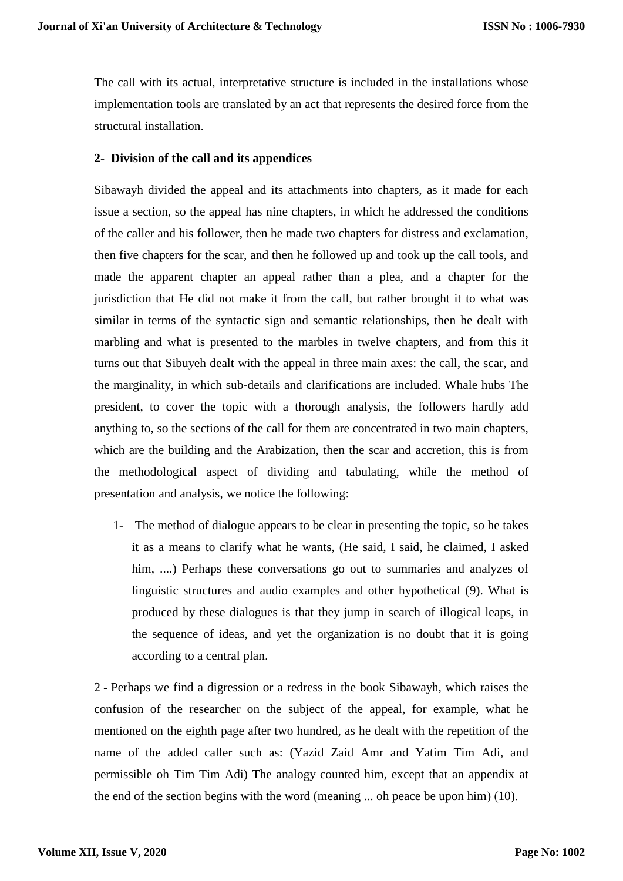The call with its actual, interpretative structure is included in the installations whose implementation tools are translated by an act that represents the desired force from the structural installation.

## 2- Division of the call and its appendices

Sibawayh divided the appeal and its attachments into chapters, as it made for each issue a section, so the appeal has nine chapters, in which he addressed the conditions of the caller and his follower, then he made two chapters for distress and exclamation, then five chapters for the scar, and then he followed up and took up the call tools, and made the apparent chapter an appeal rather than a plea, and a chapter for the jurisdiction that He did not make it from the call, but rather brought it to what was similar in terms of the syntactic sign and semantic relationships, then he dealt with marbling and what is presented to the marbles in twelve chapters, and from this it turns out that Sibuyeh dealt with the appeal in three main axes: the call, the scar, and the marginality, in which sub-details and clarifications are included. Whale hubs The president, to cover the topic with a thorough analysis, the followers hardly add anything to, so the sections of the call for them are concentrated in two main chapters, which are the building and the Arabization, then the scar and accretion, this is from the methodological aspect of dividing and tabulating, while the method of presentation and analysis, we notice the following:

1- The method of dialogue appears to be clear in presenting the topic, so he takes it as a means to clarify what he wants, (He said, I said, he claimed, I asked him, ....) Perhaps these conversations go out to summaries and analyzes of linguistic structures and audio examples and other hypothetical (9). What is produced by these dialogues is that they jump in search of illogical leaps, in the sequence of ideas, and yet the organization is no doubt that it is going according to a central plan.

2 - Perhaps we find a digression or a redress in the book Sibawayh, which raises the confusion of the researcher on the subject of the appeal, for example, what he mentioned on the eighth page after two hundred, as he dealt with the repetition of the name of the added caller such as: (Yazid Zaid Amr and Yatim Tim Adi, and permissible oh Tim Tim Adi) The analogy counted him, except that an appendix at the end of the section begins with the word (meaning ... oh peace be upon him) (10).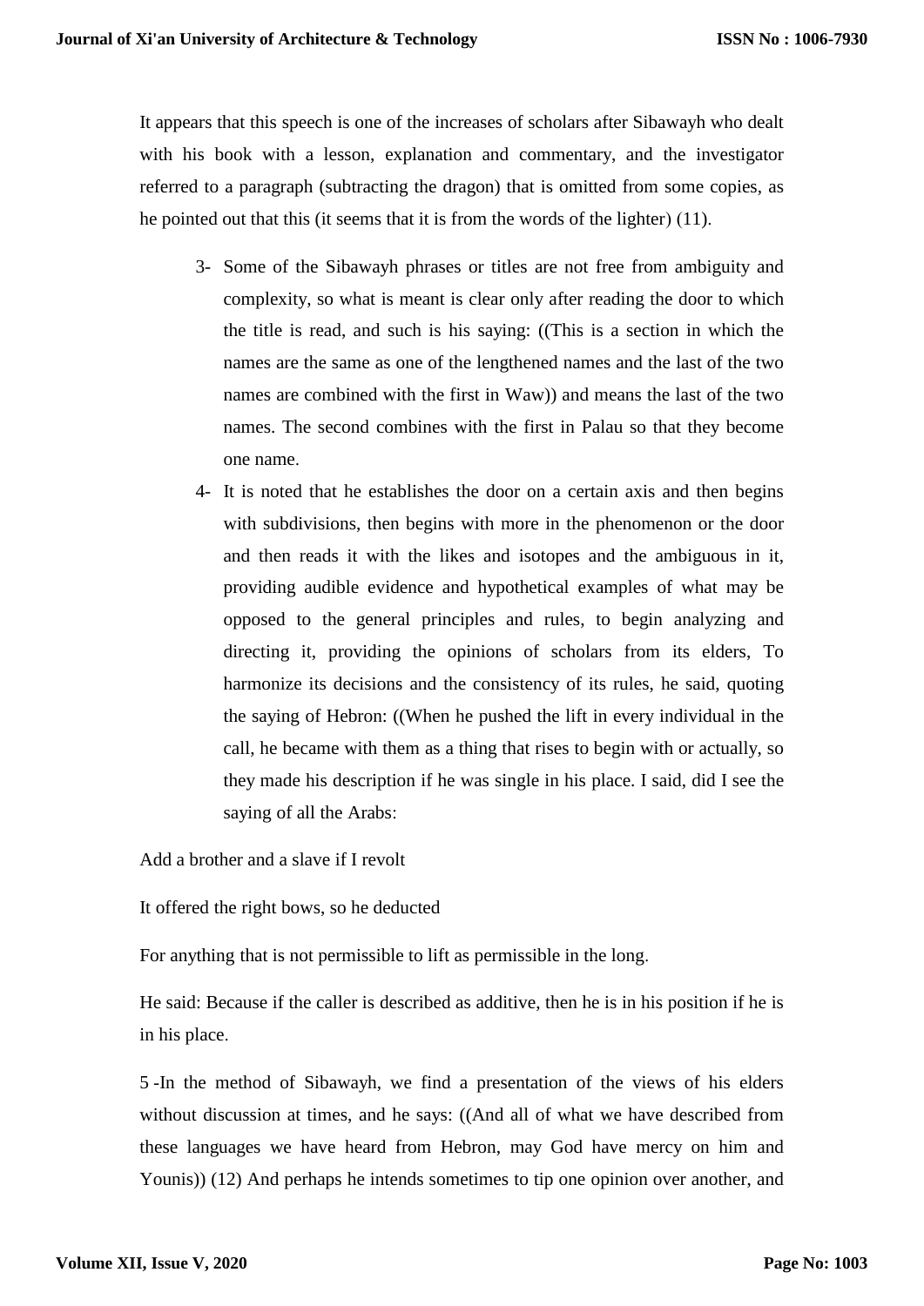It appears that this speech is one of the increases of scholars after Sibawayh who dealt with his book with a lesson, explanation and commentary, and the investigator referred to a paragraph (subtracting the dragon) that is omitted from some copies, as he pointed out that this (it seems that it is from the words of the lighter) (11).

3- Some of the Sibawayh phrases or titles are not free from ambiguity and complexity, so what is meant is clear only after reading the door to which the title is read, and such is his saying: ((This is a section in which the names are the same as one of the lengthened names and the last of the two names are combined with the first in Waw)) and means the last of the two names. The second combines with the first in Palau so that they become one name.

4- It is noted that he establishes the door on a certain axis and then begins with subdivisions, then begins with more in the phenomenon or the door and then reads it with the likes and isotopes and the ambiguous in it, providing audible evidence and hypothetical examples of what may be opposed to the general principles and rules, to begin analyzing and directing it, providing the opinions of scholars from its elders, To harmonize its decisions and the consistency of its rules, he said, quoting the saying of Hebron: ((When he pushed the lift in every individual in the call, he became with them as a thing that rises to begin with or actually, so they made his description if he was single in his place. I said, did I see the saying of all the Arabs:

Add a brother and a slave if I revolt

It offered the right bows, so he deducted

For anything that is not permissible to lift as permissible in the long.

He said: Because if the caller is described as additive, then he is in his position if he is in his place.

5 -In the method of Sibawayh, we find a presentation of the views of his elders without discussion at times, and he says: ((And all of what we have described from these languages we have heard from Hebron, may God have mercy on him and Younis)) (12) And perhaps he intends sometimes to tip one opinion over another, and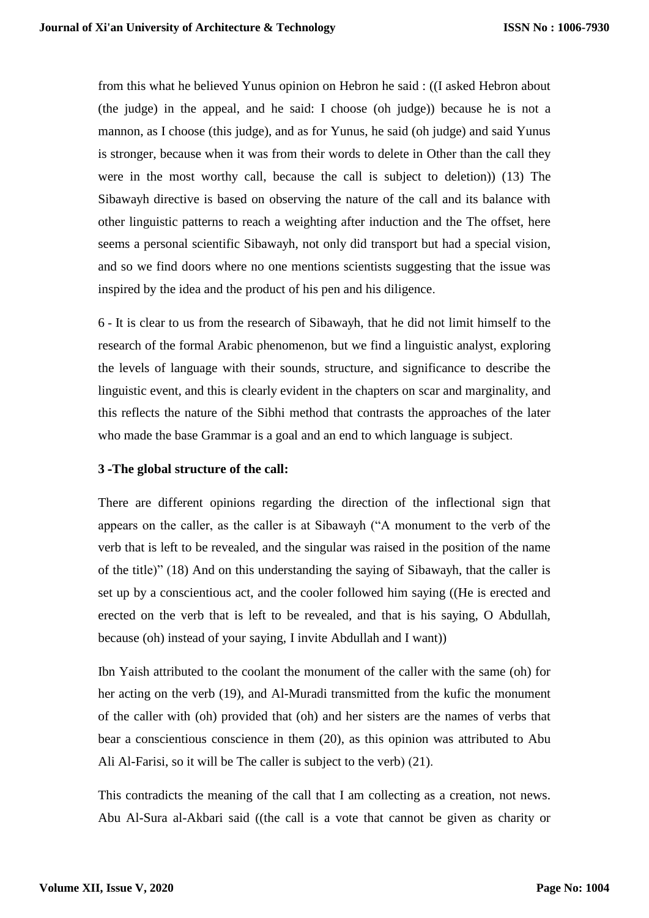from this what he believed Yunus opinion on Hebron he said : ((I asked Hebron about (the judge) in the appeal, and he said: I choose (oh judge)) because he is not a mannon, as I choose (this judge), and as for Yunus, he said (oh judge) and said Yunus is stronger, because when it was from their words to delete in Other than the call they were in the most worthy call, because the call is subject to deletion)) (13) The Sibawayh directive is based on observing the nature of the call and its balance with other linguistic patterns to reach a weighting after induction and the The offset, here seems a personal scientific Sibawayh, not only did transport but had a special vision, and so we find doors where no one mentions scientists suggesting that the issue was inspired by the idea and the product of his pen and his diligence.

6 - It is clear to us from the research of Sibawayh, that he did not limit himself to the research of the formal Arabic phenomenon, but we find a linguistic analyst, exploring the levels of language with their sounds, structure, and significance to describe the linguistic event, and this is clearly evident in the chapters on scar and marginality, and this reflects the nature of the Sibhi method that contrasts the approaches of the later who made the base Grammar is a goal and an end to which language is subject.

**3 -The global structure of the call:**

There are different opinions regarding the direction of the inflectional sign that appears on the caller, as the caller is at Sibawayh ("A monument to the verb of the verb that is left to be revealed, and the singular was raised in the position of the name of the title)" (18) And on this understanding the saying of Sibawayh, that the caller is set up by a conscientious act, and the cooler followed him saying ((He is erected and erected on the verb that is left to be revealed, and that is his saying, O Abdullah, because (oh) instead of your saying, I invite Abdullah and I want))

Ibn Yaish attributed to the coolant the monument of the caller with the same (oh) for her acting on the verb (19), and Al-Muradi transmitted from the kufic the monument of the caller with (oh) provided that (oh) and her sisters are the names of verbs that bear a conscientious conscience in them (20), as this opinion was attributed to Abu Ali Al-Farisi, so it will be The caller is subject to the verb) (21).

This contradicts the meaning of the call that I am collecting as a creation, not news. Abu Al-Sura al-Akbari said ((the call is a vote that cannot be given as charity or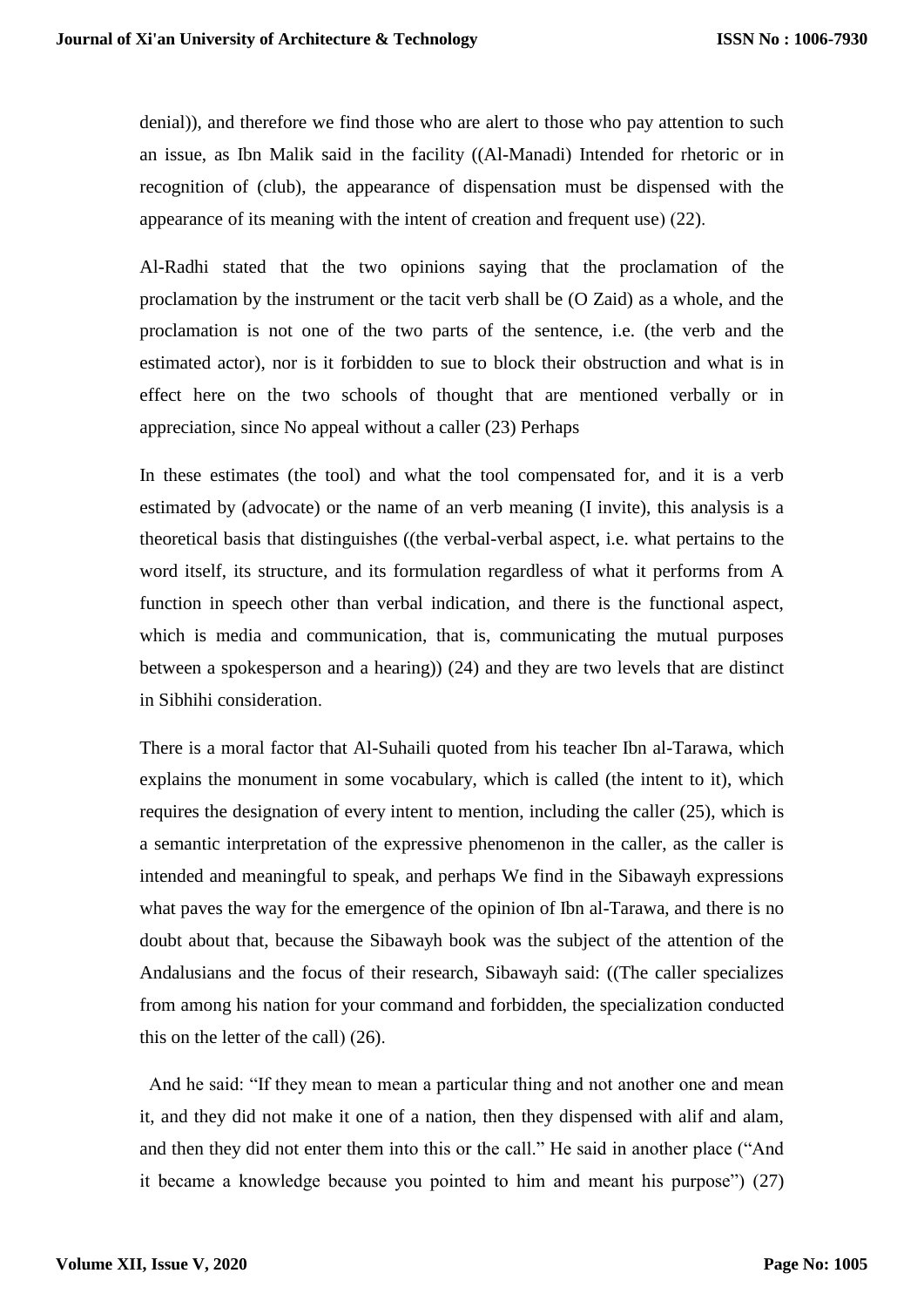denial)), and therefore we find those who are alert to those who pay attention to such an issue, as Ibn Malik said in the facility ((Al-Manadi) Intended for rhetoric or in recognition of (club), the appearance of dispensation must be dispensed with the appearance of its meaning with the intent of creation and frequent use) (22).

Al-Radhi stated that the two opinions saying that the proclamation of the proclamation by the instrument or the tacit verb shall be (O Zaid) as a whole, and the proclamation is not one of the two parts of the sentence, i.e. (the verb and the estimated actor), nor is it forbidden to sue to block their obstruction and what is in effect here on the two schools of thought that are mentioned verbally or in appreciation, since No appeal without a caller (23) Perhaps

In these estimates (the tool) and what the tool compensated for, and it is a verb estimated by (advocate) or the name of an verb meaning (I invite), this analysis is a theoretical basis that distinguishes ((the verbal-verbal aspect, i.e. what pertains to the word itself, its structure, and its formulation regardless of what it performs from A function in speech other than verbal indication, and there is the functional aspect, which is media and communication, that is, communicating the mutual purposes between a spokesperson and a hearing)) (24) and they are two levels that are distinct in Sibhihi consideration.

There is a moral factor that Al-Suhaili quoted from his teacher Ibn al-Tarawa, which explains the monument in some vocabulary, which is called (the intent to it), which requires the designation of every intent to mention, including the caller (25), which is a semantic interpretation of the expressive phenomenon in the caller, as the caller is intended and meaningful to speak, and perhaps We find in the Sibawayh expressions what paves the way for the emergence of the opinion of Ibn al-Tarawa, and there is no doubt about that, because the Sibawayh book was the subject of the attention of the Andalusians and the focus of their research, Sibawayh said: ((The caller specializes from among his nation for your command and forbidden, the specialization conducted this on the letter of the call) (26).

And he said: "If they mean to mean a particular thing and not another one and mean it, and they did not make it one of a nation, then they dispensed with alif and alam, and then they did not enter them into this or the call." He said in another place ("And it became a knowledge because you pointed to him and meant his purpose") (27)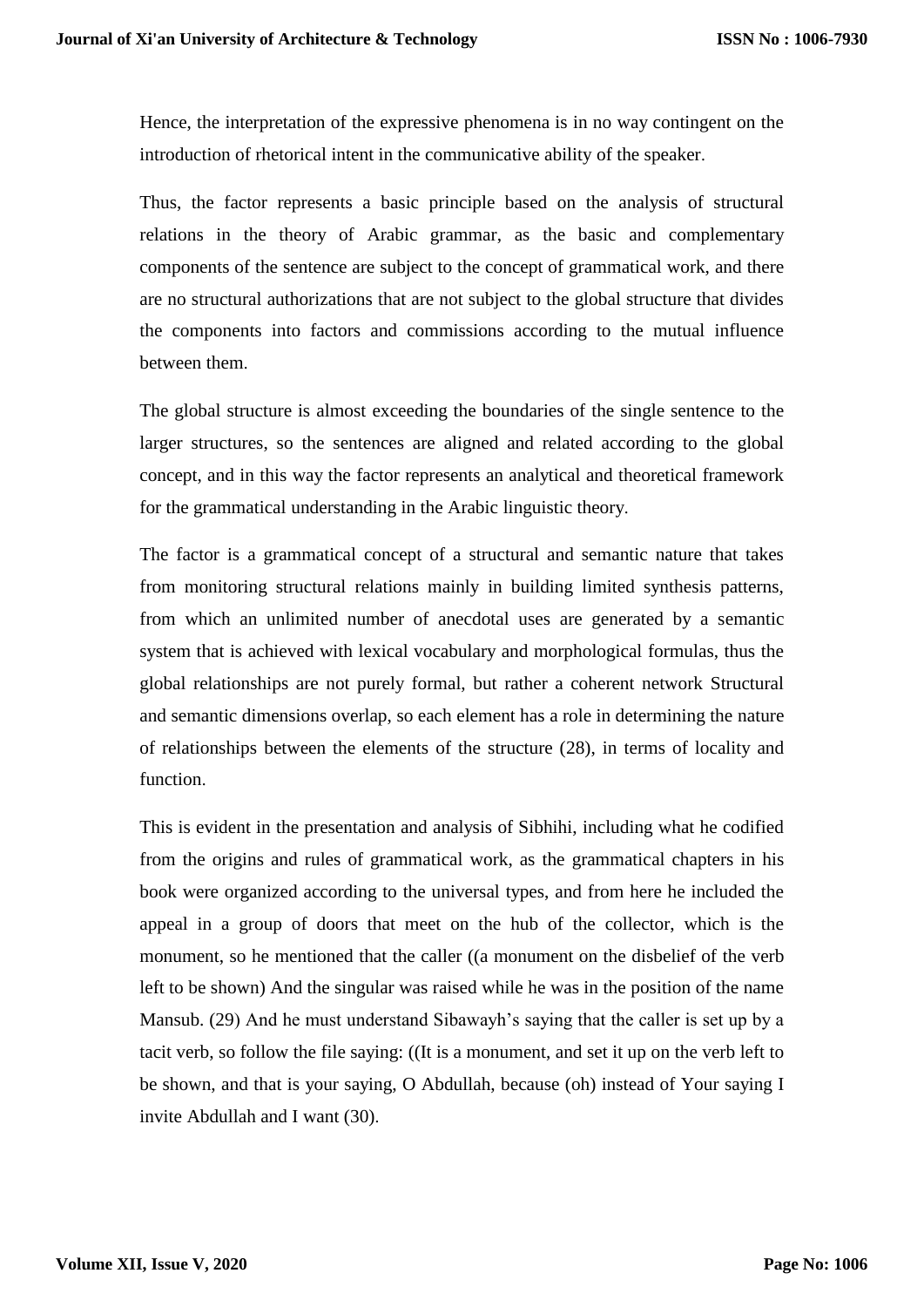Hence, the interpretation of the expressive phenomena is in no way contingent on the introduction of rhetorical intent in the communicative ability of the speaker.

Thus, the factor represents a basic principle based on the analysis of structural relations in the theory of Arabic grammar, as the basic and complementary components of the sentence are subject to the concept of grammatical work, and there are no structural authorizations that are not subject to the global structure that divides the components into factors and commissions according to the mutual influence between them.

The global structure is almost exceeding the boundaries of the single sentence to the larger structures, so the sentences are aligned and related according to the global concept, and in this way the factor represents an analytical and theoretical framework for the grammatical understanding in the Arabic linguistic theory.

The factor is a grammatical concept of a structural and semantic nature that takes from monitoring structural relations mainly in building limited synthesis patterns, from which an unlimited number of anecdotal uses are generated by a semantic system that is achieved with lexical vocabulary and morphological formulas, thus the global relationships are not purely formal, but rather a coherent network Structural and semantic dimensions overlap, so each element has a role in determining the nature of relationships between the elements of the structure (28), in terms of locality and function.

This is evident in the presentation and analysis of Sibhihi, including what he codified from the origins and rules of grammatical work, as the grammatical chapters in his book were organized according to the universal types, and from here he included the appeal in a group of doors that meet on the hub of the collector, which is the monument, so he mentioned that the caller ((a monument on the disbelief of the verb left to be shown) And the singular was raised while he was in the position of the name Mansub. (29) And he must understand Sibawayh's saying that the caller is set up by a tacit verb, so follow the file saying: ((It is a monument, and set it up on the verb left to be shown, and that is your saying, O Abdullah, because (oh) instead of Your saying I invite Abdullah and I want (30).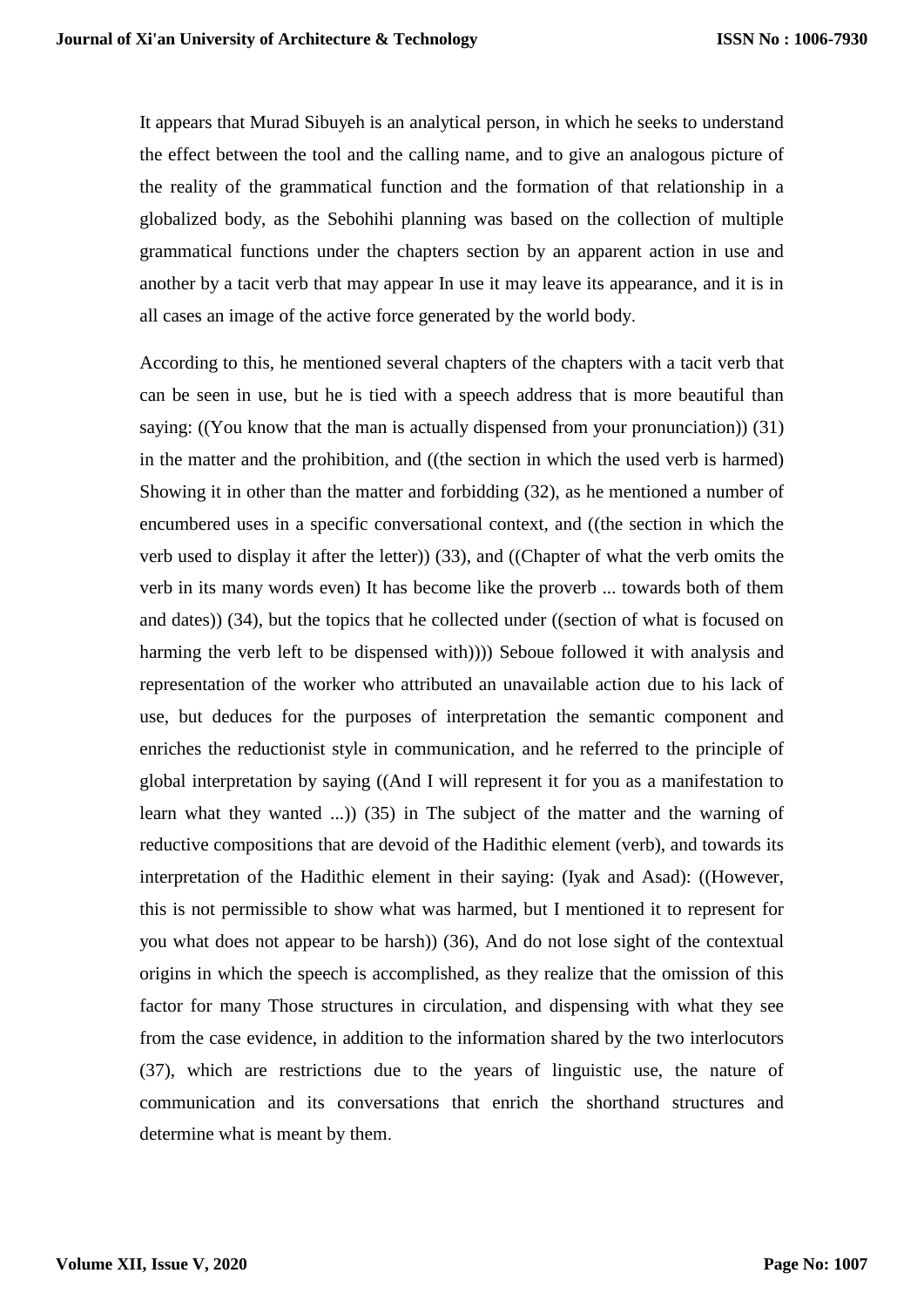It appears that Murad Sibuyeh is an analytical person, in which he seeks to understand the effect between the tool and the calling name, and to give an analogous picture of the reality of the grammatical function and the formation of that relationship in a globalized body, as the Sebohihi planning was based on the collection of multiple grammatical functions under the chapters section by an apparent action in use and another by a tacit verb that may appear In use it may leave its appearance, and it is in all cases an image of the active force generated by the world body.

According to this, he mentioned several chapters of the chapters with a tacit verb that can be seen in use, but he is tied with a speech address that is more beautiful than saying: ((You know that the man is actually dispensed from your pronunciation)) (31) in the matter and the prohibition, and ((the section in which the used verb is harmed) Showing it in other than the matter and forbidding (32), as he mentioned a number of encumbered uses in a specific conversational context, and ((the section in which the verb used to display it after the letter)) (33), and ((Chapter of what the verb omits the verb in its many words even) It has become like the proverb ... towards both of them and dates)) (34), but the topics that he collected under ((section of what is focused on harming the verb left to be dispensed with)))) Seboue followed it with analysis and representation of the worker who attributed an unavailable action due to his lack of use, but deduces for the purposes of interpretation the semantic component and enriches the reductionist style in communication, and he referred to the principle of global interpretation by saying ((And I will represent it for you as a manifestation to learn what they wanted ...)) (35) in The subject of the matter and the warning of reductive compositions that are devoid of the Hadithic element (verb), and towards its interpretation of the Hadithic element in their saying: (Iyak and Asad): ((However, this is not permissible to show what was harmed, but I mentioned it to represent for you what does not appear to be harsh)) (36), And do not lose sight of the contextual origins in which the speech is accomplished, as they realize that the omission of this factor for many Those structures in circulation, and dispensing with what they see from the case evidence, in addition to the information shared by the two interlocutors (37), which are restrictions due to the years of linguistic use, the nature of communication and its conversations that enrich the shorthand structures and determine what is meant by them.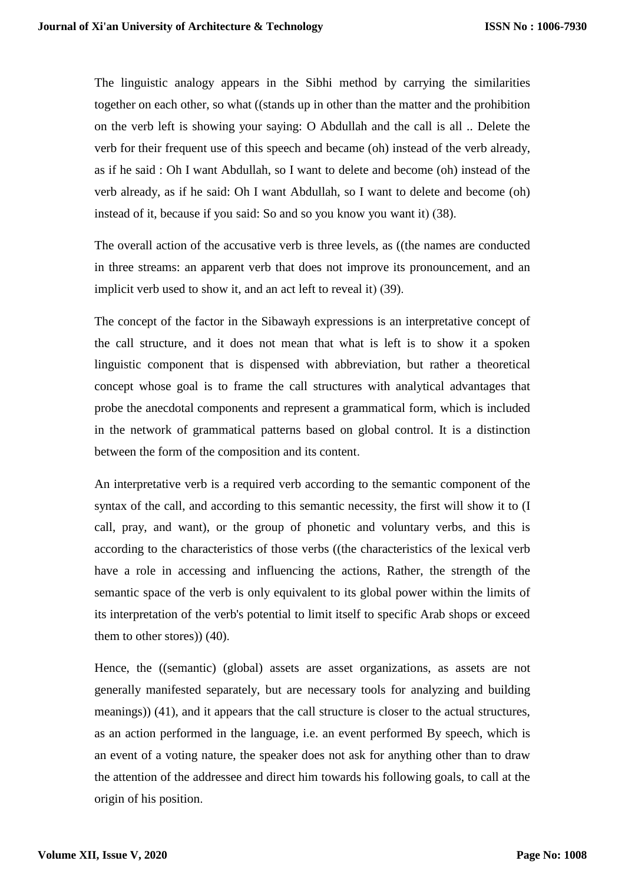The linguistic analogy appears in the Sibhi method by carrying the similarities together on each other, so what ((stands up in other than the matter and the prohibition on the verb left is showing your saying: O Abdullah and the call is all .. Delete the verb for their frequent use of this speech and became (oh) instead of the verb already, as if he said : Oh I want Abdullah, so I want to delete and become (oh) instead of the verb already, as if he said: Oh I want Abdullah, so I want to delete and become (oh) instead of it, because if you said: So and so you know you want it) (38).

The overall action of the accusative verb is three levels, as ((the names are conducted in three streams: an apparent verb that does not improve its pronouncement, and an implicit verb used to show it, and an act left to reveal it) (39).

The concept of the factor in the Sibawayh expressions is an interpretative concept of the call structure, and it does not mean that what is left is to show it a spoken linguistic component that is dispensed with abbreviation, but rather a theoretical concept whose goal is to frame the call structures with analytical advantages that probe the anecdotal components and represent a grammatical form, which is included in the network of grammatical patterns based on global control. It is a distinction between the form of the composition and its content.

An interpretative verb is a required verb according to the semantic component of the syntax of the call, and according to this semantic necessity, the first will show it to (I call, pray, and want), or the group of phonetic and voluntary verbs, and this is according to the characteristics of those verbs ((the characteristics of the lexical verb have a role in accessing and influencing the actions, Rather, the strength of the semantic space of the verb is only equivalent to its global power within the limits of its interpretation of the verb's potential to limit itself to specific Arab shops or exceed them to other stores)) (40).

Hence, the ((semantic) (global) assets are asset organizations, as assets are not generally manifested separately, but are necessary tools for analyzing and building meanings)) (41), and it appears that the call structure is closer to the actual structures, as an action performed in the language, i.e. an event performed By speech, which is an event of a voting nature, the speaker does not ask for anything other than to draw the attention of the addressee and direct him towards his following goals, to call at the origin of his position.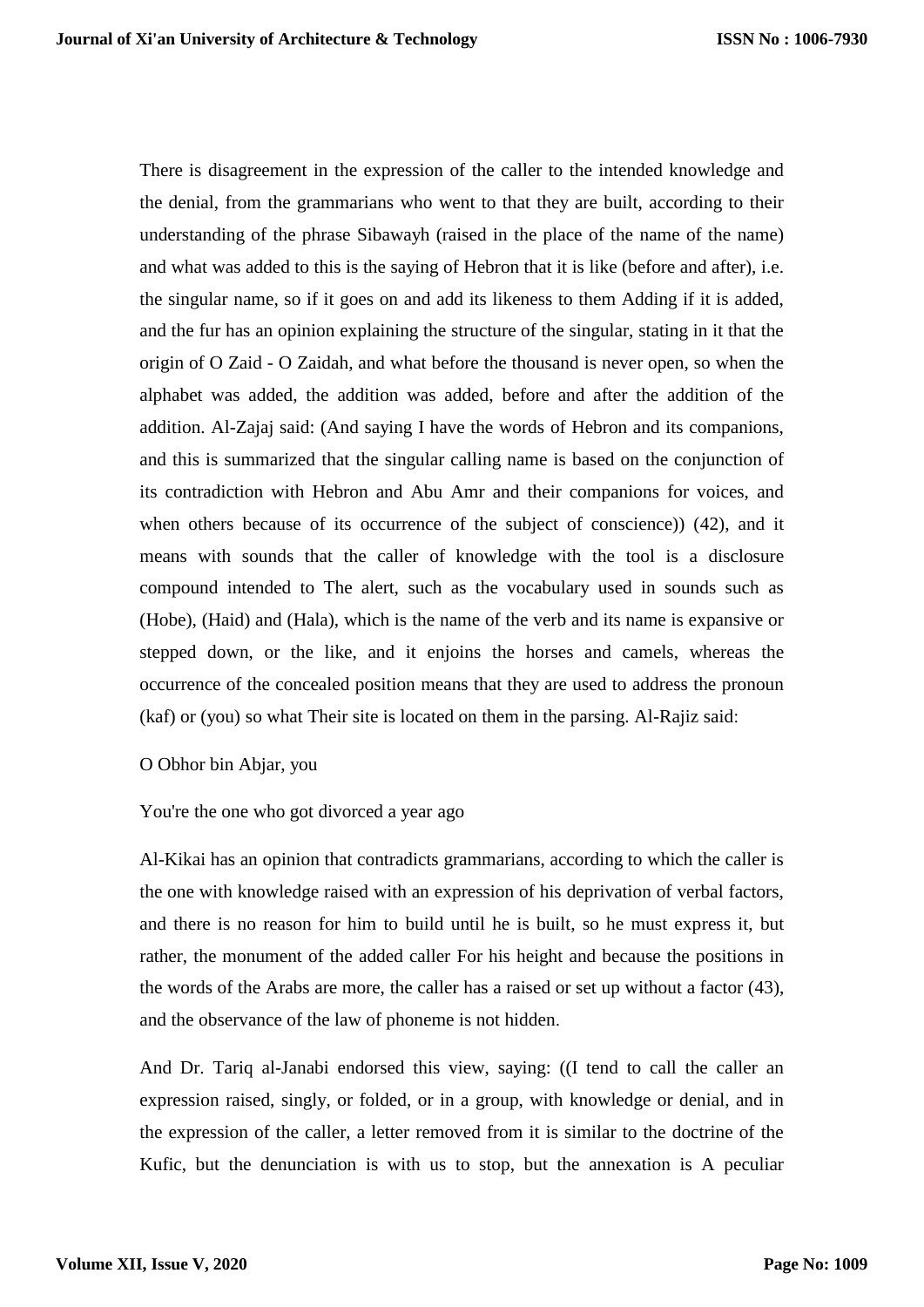There is disagreement in the expression of the caller to the intended knowledge and the denial, from the grammarians who went to that they are built, according to their understanding of the phrase Sibawayh (raised in the place of the name of the name) and what was added to this is the saying of Hebron that it is like (before and after), i.e. the singular name, so if it goes on and add its likeness to them Adding if it is added, and the fur has an opinion explaining the structure of the singular, stating in it that the origin of O Zaid - O Zaidah, and what before the thousand is never open, so when the alphabet was added, the addition was added, before and after the addition of the addition. Al-Zajaj said: (And saying I have the words of Hebron and its companions, and this is summarized that the singular calling name is based on the conjunction of its contradiction with Hebron and Abu Amr and their companions for voices, and when others because of its occurrence of the subject of conscience)) (42), and it means with sounds that the caller of knowledge with the tool is a disclosure compound intended to The alert, such as the vocabulary used in sounds such as (Hobe), (Haid) and (Hala), which is the name of the verb and its name is expansive or stepped down, or the like, and it enjoins the horses and camels, whereas the occurrence of the concealed position means that they are used to address the pronoun (kaf) or (you) so what Their site is located on them in the parsing. Al-Rajiz said:

O Obhor bin Abjar, you

You're the one who got divorced a year ago

Al-Kikai has an opinion that contradicts grammarians, according to which the caller is the one with knowledge raised with an expression of his deprivation of verbal factors, and there is no reason for him to build until he is built, so he must express it, but rather, the monument of the added caller For his height and because the positions in the words of the Arabs are more, the caller has a raised or set up without a factor (43), and the observance of the law of phoneme is not hidden.

And Dr. Tariq al-Janabi endorsed this view, saying: ((I tend to call the caller an expression raised, singly, or folded, or in a group, with knowledge or denial, and in the expression of the caller, a letter removed from it is similar to the doctrine of the Kufic, but the denunciation is with us to stop, but the annexation is A peculiar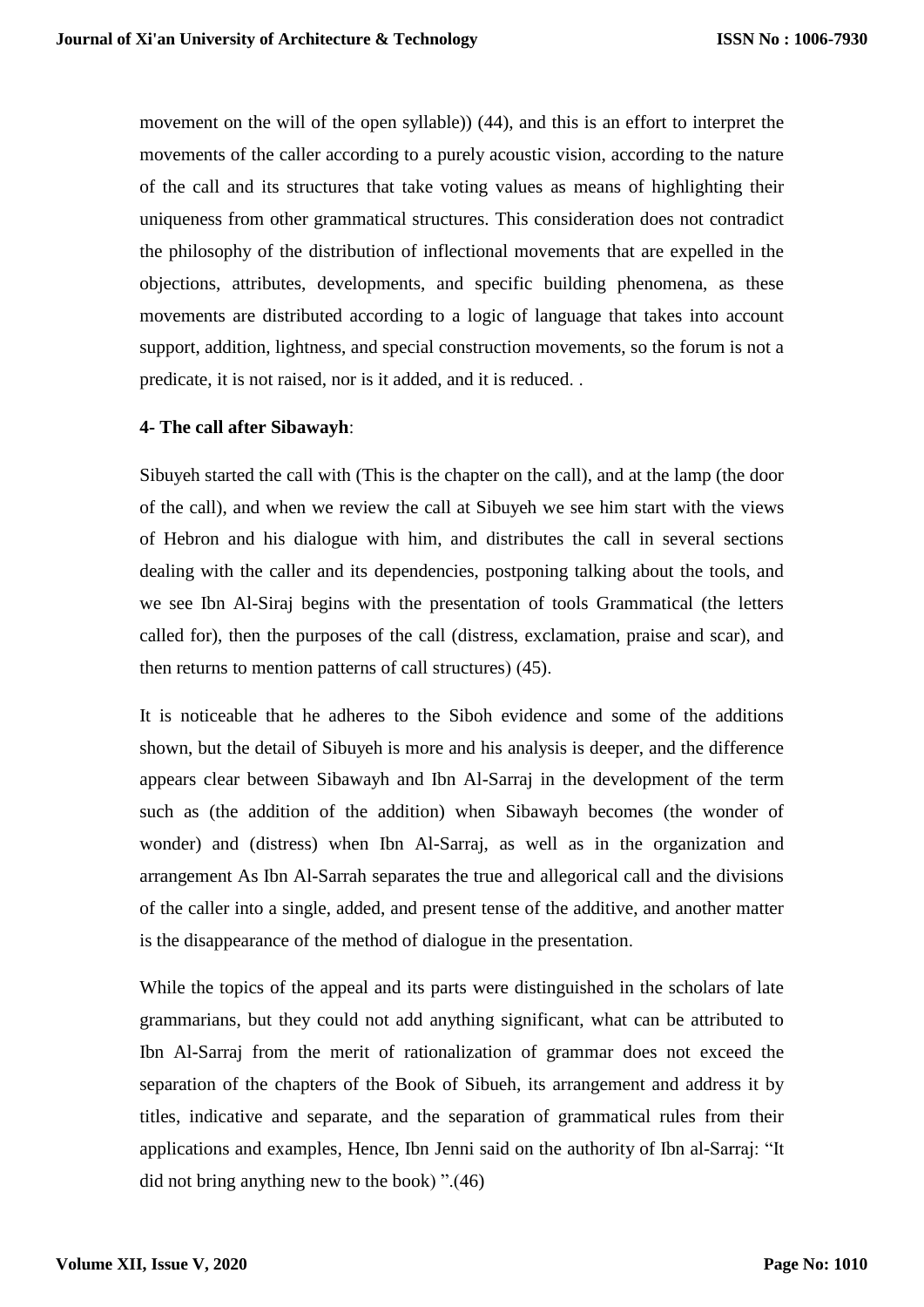movement on the will of the open syllable)) (44), and this is an effort to interpret the movements of the caller according to a purely acoustic vision, according to the nature of the call and its structures that take voting values as means of highlighting their uniqueness from other grammatical structures. This consideration does not contradict the philosophy of the distribution of inflectional movements that are expelled in the objections, attributes, developments, and specific building phenomena, as these movements are distributed according to a logic of language that takes into account support, addition, lightness, and special construction movements, so the forum is not a predicate, it is not raised, nor is it added, and it is reduced. .

**4- The call after Sibawayh**:

Sibuyeh started the call with (This is the chapter on the call), and at the lamp (the door of the call), and when we review the call at Sibuyeh we see him start with the views of Hebron and his dialogue with him, and distributes the call in several sections dealing with the caller and its dependencies, postponing talking about the tools, and we see Ibn Al-Siraj begins with the presentation of tools Grammatical (the letters called for), then the purposes of the call (distress, exclamation, praise and scar), and then returns to mention patterns of call structures) (45).

It is noticeable that he adheres to the Siboh evidence and some of the additions shown, but the detail of Sibuyeh is more and his analysis is deeper, and the difference appears clear between Sibawayh and Ibn Al-Sarraj in the development of the term such as (the addition of the addition) when Sibawayh becomes (the wonder of wonder) and (distress) when Ibn Al-Sarraj, as well as in the organization and arrangement As Ibn Al-Sarrah separates the true and allegorical call and the divisions of the caller into a single, added, and present tense of the additive, and another matter is the disappearance of the method of dialogue in the presentation.

While the topics of the appeal and its parts were distinguished in the scholars of late grammarians, but they could not add anything significant, what can be attributed to Ibn Al-Sarraj from the merit of rationalization of grammar does not exceed the separation of the chapters of the Book of Sibueh, its arrangement and address it by titles, indicative and separate, and the separation of grammatical rules from their applications and examples, Hence, Ibn Jenni said on the authority of Ibn al-Sarraj: "It did not bring anything new to the book) ".(46)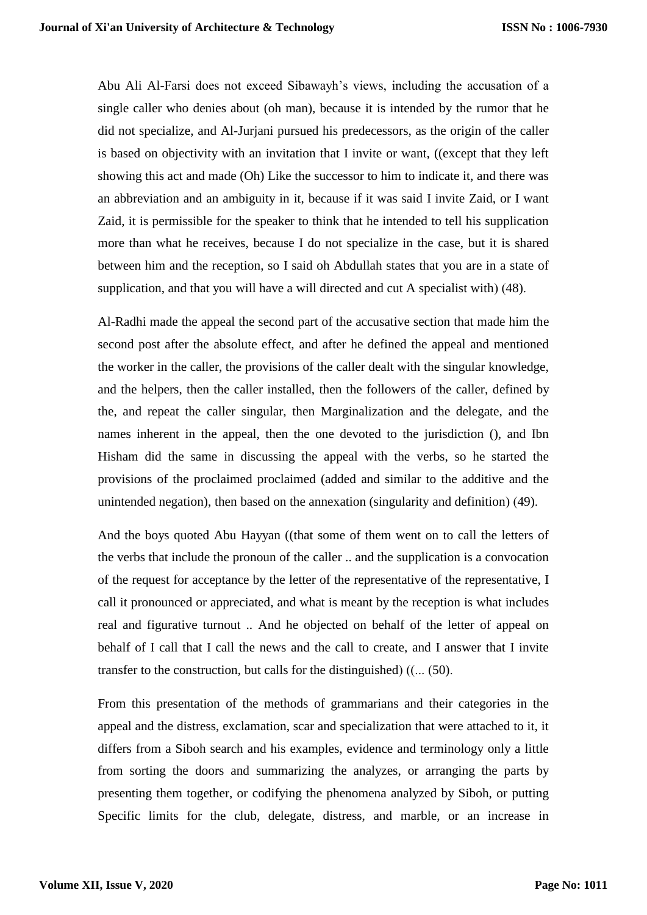Abu Ali Al-Farsi does not exceed Sibawayh's views, including the accusation of a single caller who denies about (oh man), because it is intended by the rumor that he did not specialize, and Al-Jurjani pursued his predecessors, as the origin of the caller is based on objectivity with an invitation that I invite or want, ((except that they left showing this act and made (Oh) Like the successor to him to indicate it, and there was an abbreviation and an ambiguity in it, because if it was said I invite Zaid, or I want Zaid, it is permissible for the speaker to think that he intended to tell his supplication more than what he receives, because I do not specialize in the case, but it is shared between him and the reception, so I said oh Abdullah states that you are in a state of supplication, and that you will have a will directed and cut A specialist with) (48).

Al-Radhi made the appeal the second part of the accusative section that made him the second post after the absolute effect, and after he defined the appeal and mentioned the worker in the caller, the provisions of the caller dealt with the singular knowledge, and the helpers, then the caller installed, then the followers of the caller, defined by the, and repeat the caller singular, then Marginalization and the delegate, and the names inherent in the appeal, then the one devoted to the jurisdiction (), and Ibn Hisham did the same in discussing the appeal with the verbs, so he started the provisions of the proclaimed proclaimed (added and similar to the additive and the unintended negation), then based on the annexation (singularity and definition) (49).

And the boys quoted Abu Hayyan ((that some of them went on to call the letters of the verbs that include the pronoun of the caller .. and the supplication is a convocation of the request for acceptance by the letter of the representative of the representative, I call it pronounced or appreciated, and what is meant by the reception is what includes real and figurative turnout .. And he objected on behalf of the letter of appeal on behalf of I call that I call the news and the call to create, and I answer that I invite transfer to the construction, but calls for the distinguished) ((... (50).

From this presentation of the methods of grammarians and their categories in the appeal and the distress, exclamation, scar and specialization that were attached to it, it differs from a Siboh search and his examples, evidence and terminology only a little from sorting the doors and summarizing the analyzes, or arranging the parts by presenting them together, or codifying the phenomena analyzed by Siboh, or putting Specific limits for the club, delegate, distress, and marble, or an increase in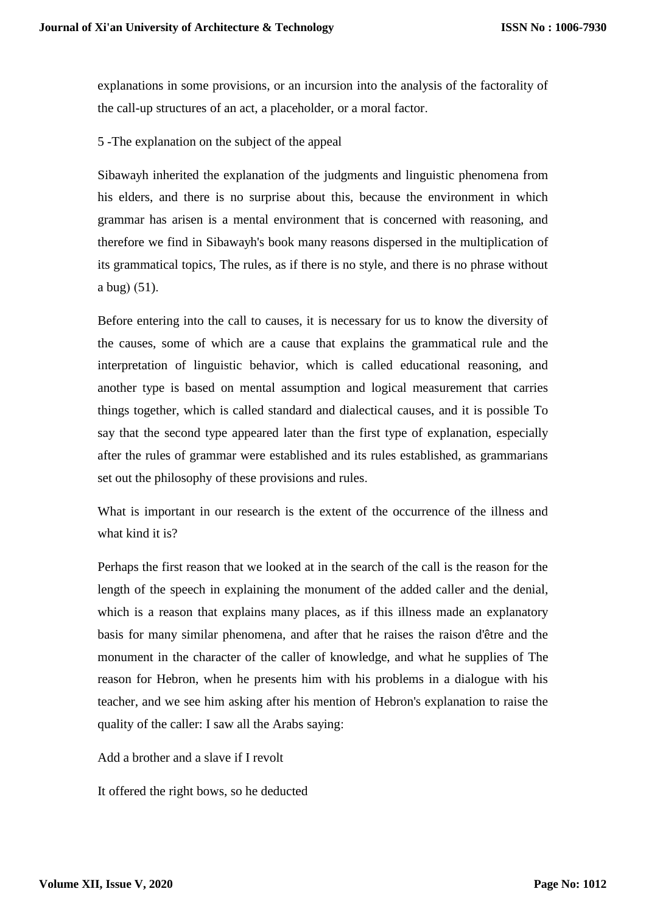explanations in some provisions, or an incursion into the analysis of the factorality of the call-up structures of an act, a placeholder, or a moral factor.

5 -The explanation on the subject of the appeal

Sibawayh inherited the explanation of the judgments and linguistic phenomena from his elders, and there is no surprise about this, because the environment in which grammar has arisen is a mental environment that is concerned with reasoning, and therefore we find in Sibawayh's book many reasons dispersed in the multiplication of its grammatical topics, The rules, as if there is no style, and there is no phrase without a bug) (51).

Before entering into the call to causes, it is necessary for us to know the diversity of the causes, some of which are a cause that explains the grammatical rule and the interpretation of linguistic behavior, which is called educational reasoning, and another type is based on mental assumption and logical measurement that carries things together, which is called standard and dialectical causes, and it is possible To say that the second type appeared later than the first type of explanation, especially after the rules of grammar were established and its rules established, as grammarians set out the philosophy of these provisions and rules.

What is important in our research is the extent of the occurrence of the illness and what kind it is?

Perhaps the first reason that we looked at in the search of the call is the reason for the length of the speech in explaining the monument of the added caller and the denial, which is a reason that explains many places, as if this illness made an explanatory basis for many similar phenomena, and after that he raises the raison d'être and the monument in the character of the caller of knowledge, and what he supplies of The reason for Hebron, when he presents him with his problems in a dialogue with his teacher, and we see him asking after his mention of Hebron's explanation to raise the quality of the caller: I saw all the Arabs saying:

Add a brother and a slave if I revolt

It offered the right bows, so he deducted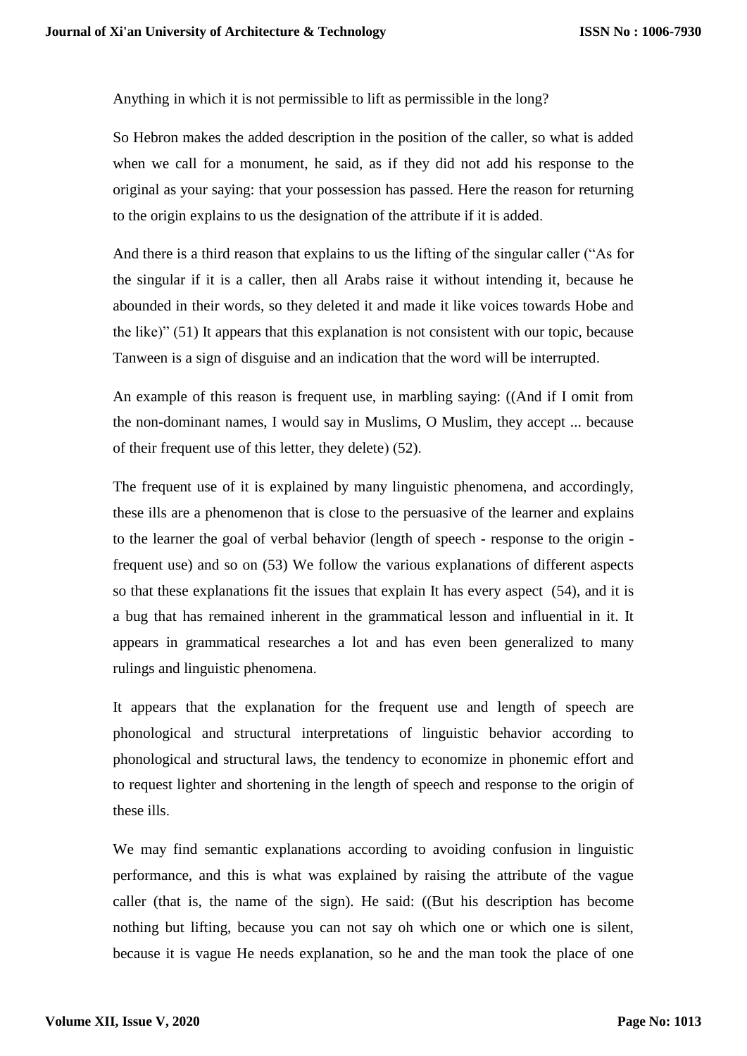Anything in which it is not permissible to lift as permissible in the long?

So Hebron makes the added description in the position of the caller, so what is added when we call for a monument, he said, as if they did not add his response to the original as your saying: that your possession has passed. Here the reason for returning to the origin explains to us the designation of the attribute if it is added.

And there is a third reason that explains to us the lifting of the singular caller (“As for the singular if it is a caller, then all Arabs raise it without intending it, because he abounded in their words, so they deleted it and made it like voices towards Hobe and the like)” (51) It appears that this explanation is not consistent with our topic, because Tanween is a sign of disguise and an indication that the word will be interrupted.

An example of this reason is frequent use, in marbling saying: ((And if I omit from the non-dominant names, I would say in Muslims, O Muslim, they accept ... because of their frequent use of this letter, they delete) (52).

The frequent use of it is explained by many linguistic phenomena, and accordingly, these ills are a phenomenon that is close to the persuasive of the learner and explains to the learner the goal of verbal behavior (length of speech - response to the origin - frequent use) and so on (53) We follow the various explanations of different aspects so that these explanations fit the issues that explain It has every aspect (54), and it is a bug that has remained inherent in the grammatical lesson and influential in it. It appears in grammatical researches a lot and has even been generalized to many rulings and linguistic phenomena.

It appears that the explanation for the frequent use and length of speech are phonological and structural interpretations of linguistic behavior according to phonological and structural laws, the tendency to economize in phonemic effort and to request lighter and shortening in the length of speech and response to the origin of these ills.

We may find semantic explanations according to avoiding confusion in linguistic performance, and this is what was explained by raising the attribute of the vague caller (that is, the name of the sign). He said: ((But his description has become nothing but lifting, because you can not say oh which one or which one is silent, because it is vague He needs explanation, so he and the man took the place of one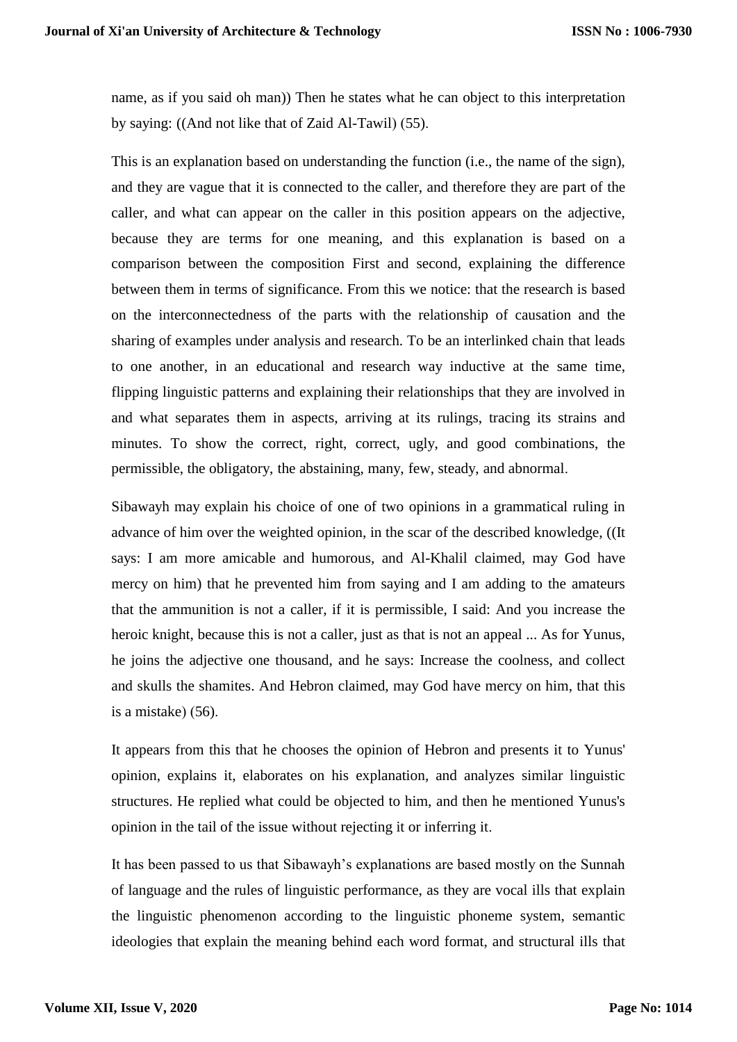name, as if you said oh man)) Then he states what he can object to this interpretation by saying: ((And not like that of Zaid Al-Tawil) (55).

This is an explanation based on understanding the function (i.e., the name of the sign), and they are vague that it is connected to the caller, and therefore they are part of the caller, and what can appear on the caller in this position appears on the adjective, because they are terms for one meaning, and this explanation is based on a comparison between the composition First and second, explaining the difference between them in terms of significance. From this we notice: that the research is based on the interconnectedness of the parts with the relationship of causation and the sharing of examples under analysis and research. To be an interlinked chain that leads to one another, in an educational and research way inductive at the same time, flipping linguistic patterns and explaining their relationships that they are involved in and what separates them in aspects, arriving at its rulings, tracing its strains and minutes. To show the correct, right, correct, ugly, and good combinations, the permissible, the obligatory, the abstaining, many, few, steady, and abnormal.

Sibawayh may explain his choice of one of two opinions in a grammatical ruling in advance of him over the weighted opinion, in the scar of the described knowledge, ((It says: I am more amicable and humorous, and Al-Khalil claimed, may God have mercy on him) that he prevented him from saying and I am adding to the amateurs that the ammunition is not a caller, if it is permissible, I said: And you increase the heroic knight, because this is not a caller, just as that is not an appeal ... As for Yunus, he joins the adjective one thousand, and he says: Increase the coolness, and collect and skulls the shamites. And Hebron claimed, may God have mercy on him, that this is a mistake) (56).

It appears from this that he chooses the opinion of Hebron and presents it to Yunus' opinion, explains it, elaborates on his explanation, and analyzes similar linguistic structures. He replied what could be objected to him, and then he mentioned Yunus's opinion in the tail of the issue without rejecting it or inferring it.

It has been passed to us that Sibawayh's explanations are based mostly on the Sunnah of language and the rules of linguistic performance, as they are vocal ills that explain the linguistic phenomenon according to the linguistic phoneme system, semantic ideologies that explain the meaning behind each word format, and structural ills that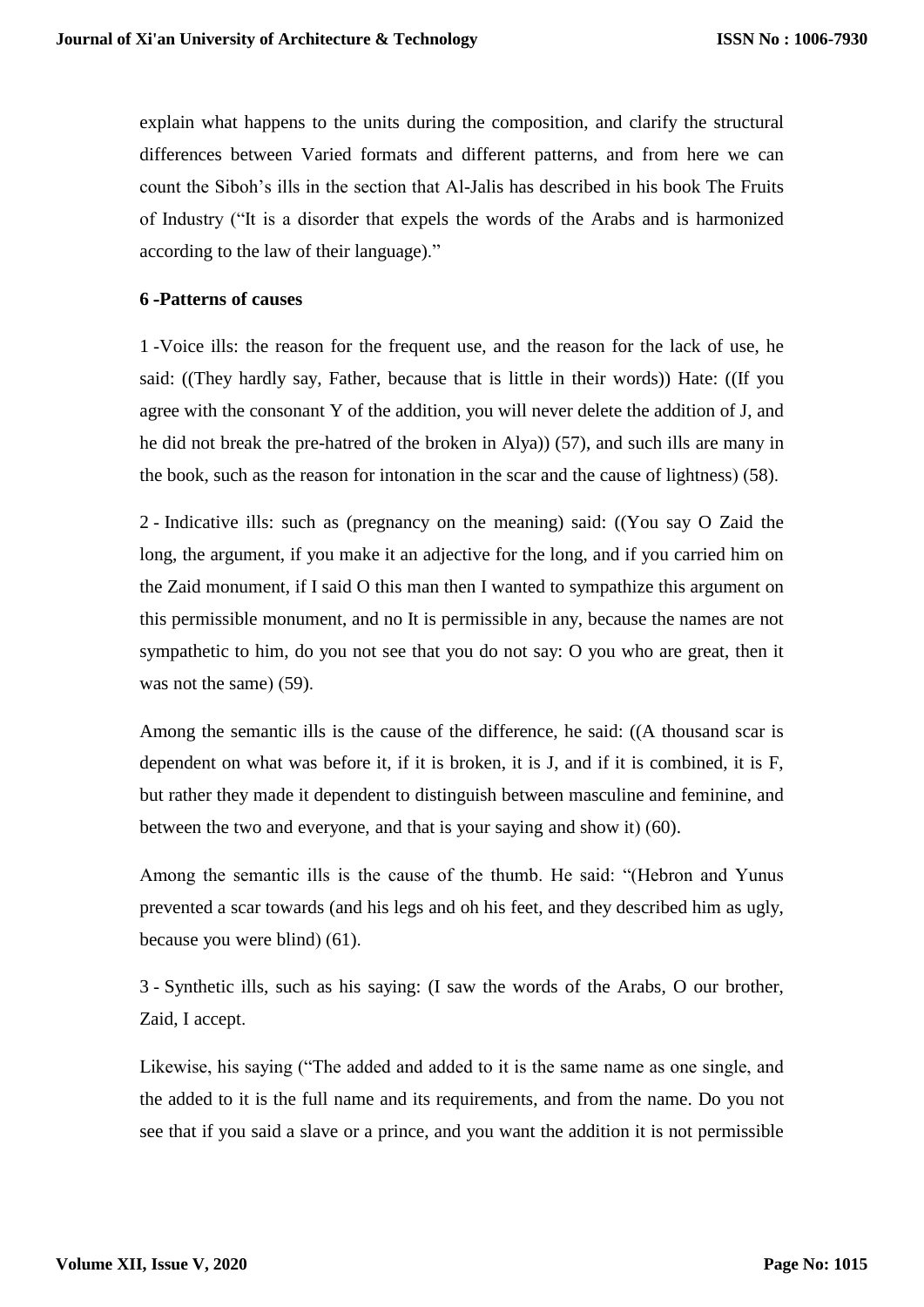explain what happens to the units during the composition, and clarify the structural differences between Varied formats and different patterns, and from here we can count the Siboh's ills in the section that Al-Jalis has described in his book The Fruits of Industry ("It is a disorder that expels the words of the Arabs and is harmonized according to the law of their language)."

**6 -Patterns of causes**

1 -Voice ills: the reason for the frequent use, and the reason for the lack of use, he said: ((They hardly say, Father, because that is little in their words)) Hate: ((If you agree with the consonant Y of the addition, you will never delete the addition of J, and he did not break the pre-hatred of the broken in Alya)) (57), and such ills are many in the book, such as the reason for intonation in the scar and the cause of lightness) (58).

2 - Indicative ills: such as (pregnancy on the meaning) said: ((You say O Zaid the long, the argument, if you make it an adjective for the long, and if you carried him on the Zaid monument, if I said O this man then I wanted to sympathize this argument on this permissible monument, and no It is permissible in any, because the names are not sympathetic to him, do you not see that you do not say: O you who are great, then it was not the same) (59).

Among the semantic ills is the cause of the difference, he said: ((A thousand scar is dependent on what was before it, if it is broken, it is J, and if it is combined, it is F, but rather they made it dependent to distinguish between masculine and feminine, and between the two and everyone, and that is your saying and show it) (60).

Among the semantic ills is the cause of the thumb. He said: "(Hebron and Yunus prevented a scar towards (and his legs and oh his feet, and they described him as ugly, because you were blind) (61).

3 - Synthetic ills, such as his saying: (I saw the words of the Arabs, O our brother, Zaid, I accept.

Likewise, his saying ("The added and added to it is the same name as one single, and the added to it is the full name and its requirements, and from the name. Do you not see that if you said a slave or a prince, and you want the addition it is not permissible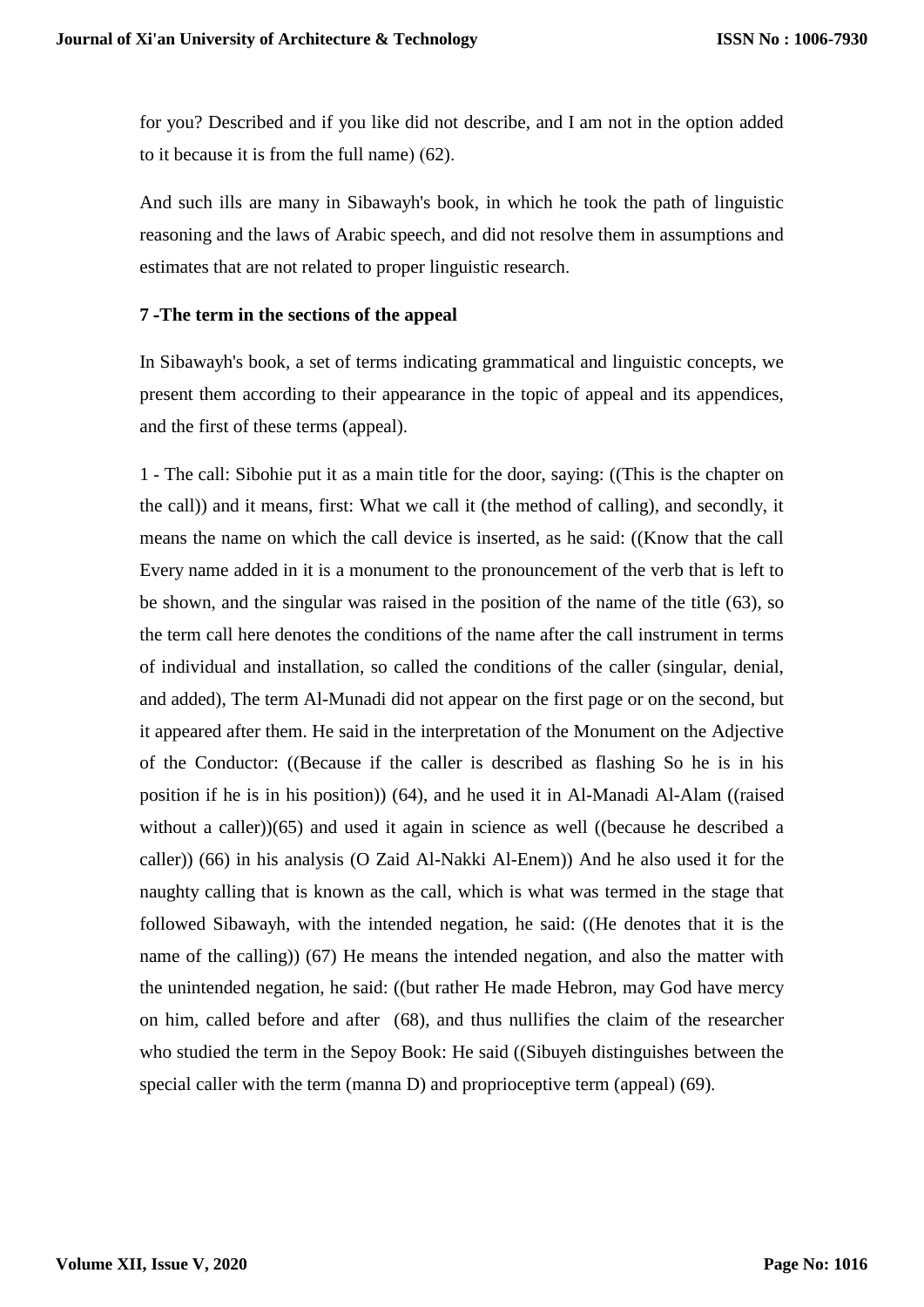for you? Described and if you like did not describe, and I am not in the option added to it because it is from the full name) (62).

And such ills are many in Sibawayh's book, in which he took the path of linguistic reasoning and the laws of Arabic speech, and did not resolve them in assumptions and estimates that are not related to proper linguistic research.

### 7 -The term in the sections of the appeal

In Sibawayh's book, a set of terms indicating grammatical and linguistic concepts, we present them according to their appearance in the topic of appeal and its appendices, and the first of these terms (appeal).

1 - The call: Sibohie put it as a main title for the door, saying: ((This is the chapter on the call)) and it means, first: What we call it (the method of calling), and secondly, it means the name on which the call device is inserted, as he said: ((Know that the call Every name added in it is a monument to the pronouncement of the verb that is left to be shown, and the singular was raised in the position of the name of the title (63), so the term call here denotes the conditions of the name after the call instrument in terms of individual and installation, so called the conditions of the caller (singular, denial, and added), The term Al-Munadi did not appear on the first page or on the second, but it appeared after them. He said in the interpretation of the Monument on the Adjective of the Conductor: ((Because if the caller is described as flashing So he is in his position if he is in his position)) (64), and he used it in Al-Manadi Al-Alam ((raised without a caller))(65) and used it again in science as well ((because he described a caller)) (66) in his analysis (O Zaid Al-Nakki Al-Enem)) And he also used it for the naughty calling that is known as the call, which is what was termed in the stage that followed Sibawayh, with the intended negation, he said: ((He denotes that it is the name of the calling)) (67) He means the intended negation, and also the matter with the unintended negation, he said: ((but rather He made Hebron, may God have mercy on him, called before and after (68), and thus nullifies the claim of the researcher who studied the term in the Sepoy Book: He said ((Sibuyeh distinguishes between the special caller with the term (manna D) and proprioceptive term (appeal) (69).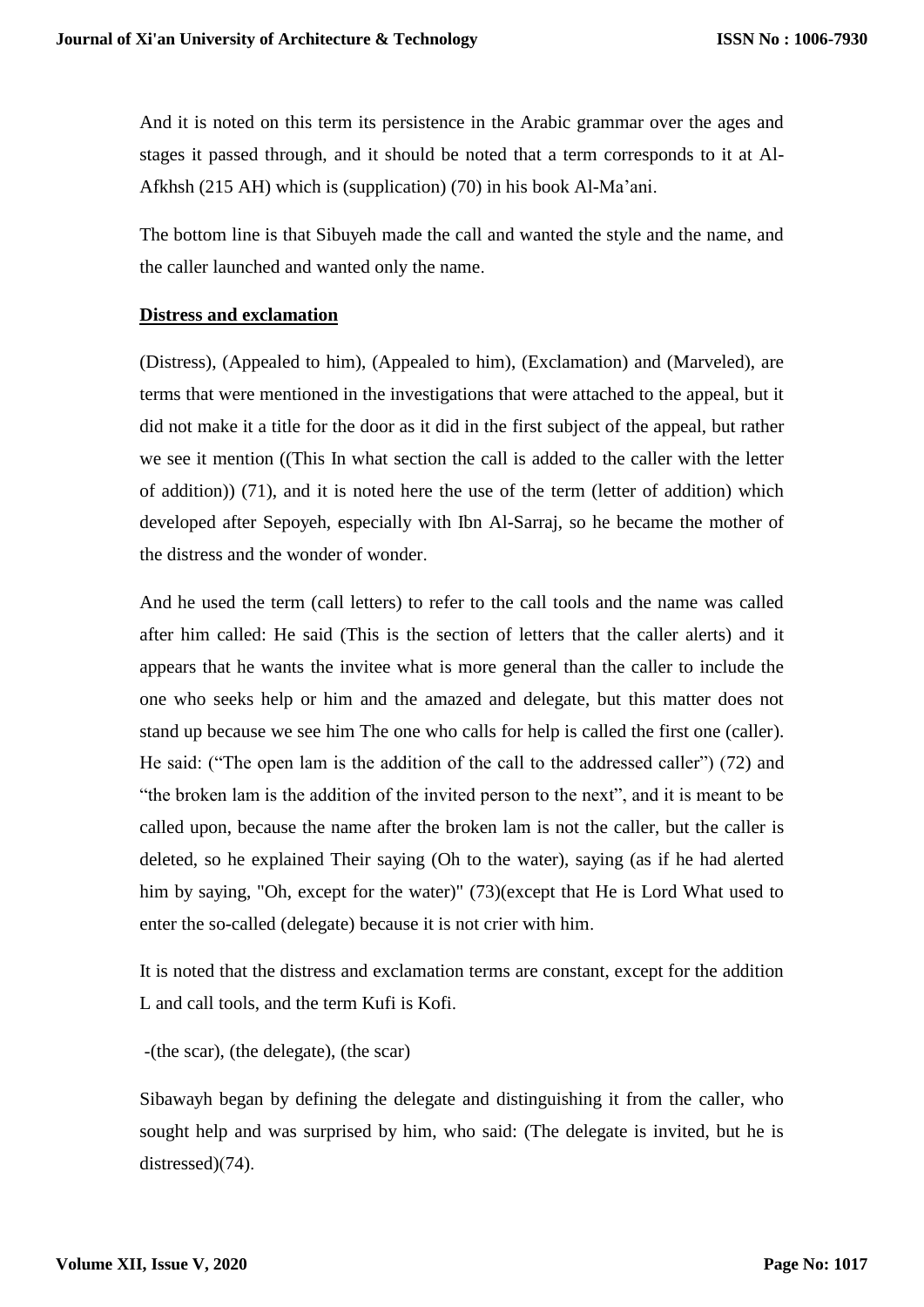And it is noted on this term its persistence in the Arabic grammar over the ages and stages it passed through, and it should be noted that a term corresponds to it at Al-Afkhsh (215 AH) which is (supplication) (70) in his book Al-Ma'ani.

The bottom line is that Sibuyeh made the call and wanted the style and the name, and the caller launched and wanted only the name.

**Distress and exclamation**

(Distress), (Appealed to him), (Appealed to him), (Exclamation) and (Marveled), are terms that were mentioned in the investigations that were attached to the appeal, but it did not make it a title for the door as it did in the first subject of the appeal, but rather we see it mention ((This In what section the call is added to the caller with the letter of addition)) (71), and it is noted here the use of the term (letter of addition) which developed after Sepoyeh, especially with Ibn Al-Sarraj, so he became the mother of the distress and the wonder of wonder.

And he used the term (call letters) to refer to the call tools and the name was called after him called: He said (This is the section of letters that the caller alerts) and it appears that he wants the invitee what is more general than the caller to include the one who seeks help or him and the amazed and delegate, but this matter does not stand up because we see him The one who calls for help is called the first one (caller). He said: ("The open lam is the addition of the call to the addressed caller") (72) and "the broken lam is the addition of the invited person to the next", and it is meant to be called upon, because the name after the broken lam is not the caller, but the caller is deleted, so he explained Their saying (Oh to the water), saying (as if he had alerted him by saying, "Oh, except for the water)" (73)(except that He is Lord What used to enter the so-called (delegate) because it is not crier with him.

It is noted that the distress and exclamation terms are constant, except for the addition L and call tools, and the term Kufi is Kofi.

-(the scar), (the delegate), (the scar)

Sibawayh began by defining the delegate and distinguishing it from the caller, who sought help and was surprised by him, who said: (The delegate is invited, but he is distressed)(74).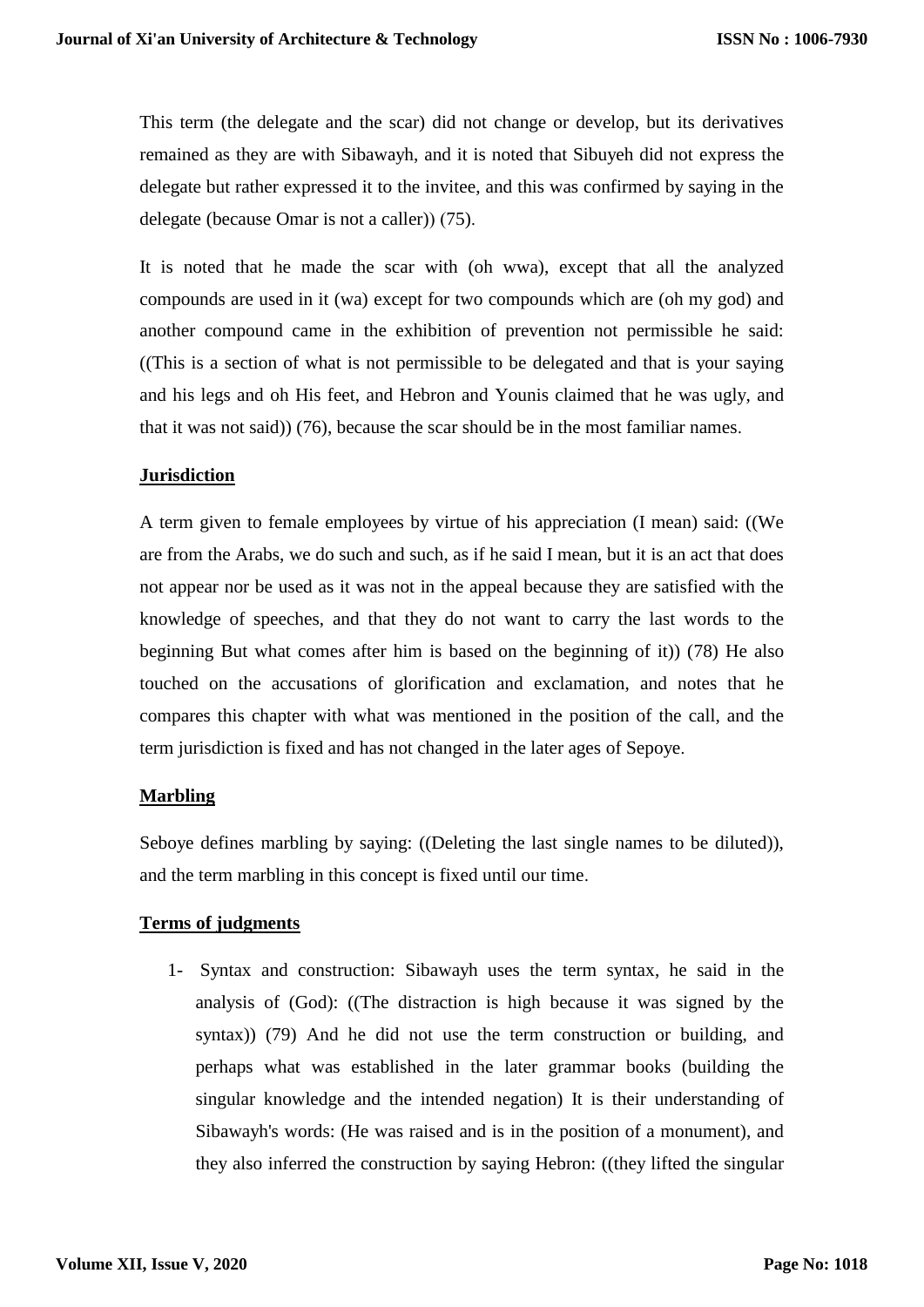This term (the delegate and the scar) did not change or develop, but its derivatives remained as they are with Sibawayh, and it is noted that Sibuyeh did not express the delegate but rather expressed it to the invitee, and this was confirmed by saying in the delegate (because Omar is not a caller)) (75).

It is noted that he made the scar with (oh wwa), except that all the analyzed compounds are used in it (wa) except for two compounds which are (oh my god) and another compound came in the exhibition of prevention not permissible he said: ((This is a section of what is not permissible to be delegated and that is your saying and his legs and oh His feet, and Hebron and Younis claimed that he was ugly, and that it was not said)) (76), because the scar should be in the most familiar names.

**Jurisdiction**

A term given to female employees by virtue of his appreciation (I mean) said: ((We are from the Arabs, we do such and such, as if he said I mean, but it is an act that does not appear nor be used as it was not in the appeal because they are satisfied with the knowledge of speeches, and that they do not want to carry the last words to the beginning But what comes after him is based on the beginning of it)) (78) He also touched on the accusations of glorification and exclamation, and notes that he compares this chapter with what was mentioned in the position of the call, and the term jurisdiction is fixed and has not changed in the later ages of Sepoye.

**Marbling**

Seboye defines marbling by saying: ((Deleting the last single names to be diluted)), and the term marbling in this concept is fixed until our time.

**Terms of judgments**

1- Syntax and construction: Sibawayh uses the term syntax, he said in the analysis of (God): ((The distraction is high because it was signed by the syntax)) (79) And he did not use the term construction or building, and perhaps what was established in the later grammar books (building the singular knowledge and the intended negation) It is their understanding of Sibawayh's words: (He was raised and is in the position of a monument), and they also inferred the construction by saying Hebron: ((they lifted the singular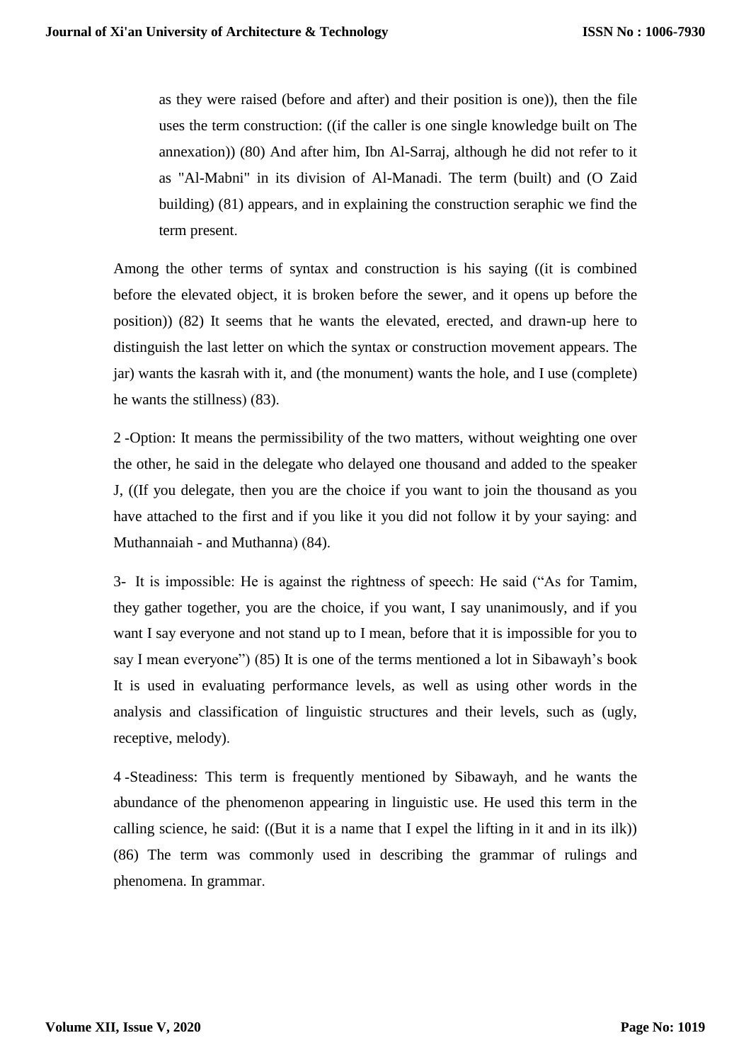> as they were raised (before and after) and their position is one)), then the file uses the term construction: ((if the caller is one single knowledge built on The annexation)) (80) And after him, Ibn Al-Sarraj, although he did not refer to it as "Al-Mabni" in its division of Al-Manadi. The term (built) and (O Zaid building) (81) appears, and in explaining the construction seraphic we find the term present.

Among the other terms of syntax and construction is his saying ((it is combined before the elevated object, it is broken before the sewer, and it opens up before the position)) (82) It seems that he wants the elevated, erected, and drawn-up here to distinguish the last letter on which the syntax or construction movement appears. The jar) wants the kasrah with it, and (the monument) wants the hole, and I use (complete) he wants the stillness) (83).

2 -Option: It means the permissibility of the two matters, without weighting one over the other, he said in the delegate who delayed one thousand and added to the speaker J, ((If you delegate, then you are the choice if you want to join the thousand as you have attached to the first and if you like it you did not follow it by your saying: and Muthannaiah - and Muthanna) (84).

3- It is impossible: He is against the rightness of speech: He said (“As for Tamim, they gather together, you are the choice, if you want, I say unanimously, and if you want I say everyone and not stand up to I mean, before that it is impossible for you to say I mean everyone”) (85) It is one of the terms mentioned a lot in Sibawayh’s book It is used in evaluating performance levels, as well as using other words in the analysis and classification of linguistic structures and their levels, such as (ugly, receptive, melody).

4 -Steadiness: This term is frequently mentioned by Sibawayh, and he wants the abundance of the phenomenon appearing in linguistic use. He used this term in the calling science, he said: ((But it is a name that I expel the lifting in it and in its ilk)) (86) The term was commonly used in describing the grammar of rulings and phenomena. In grammar.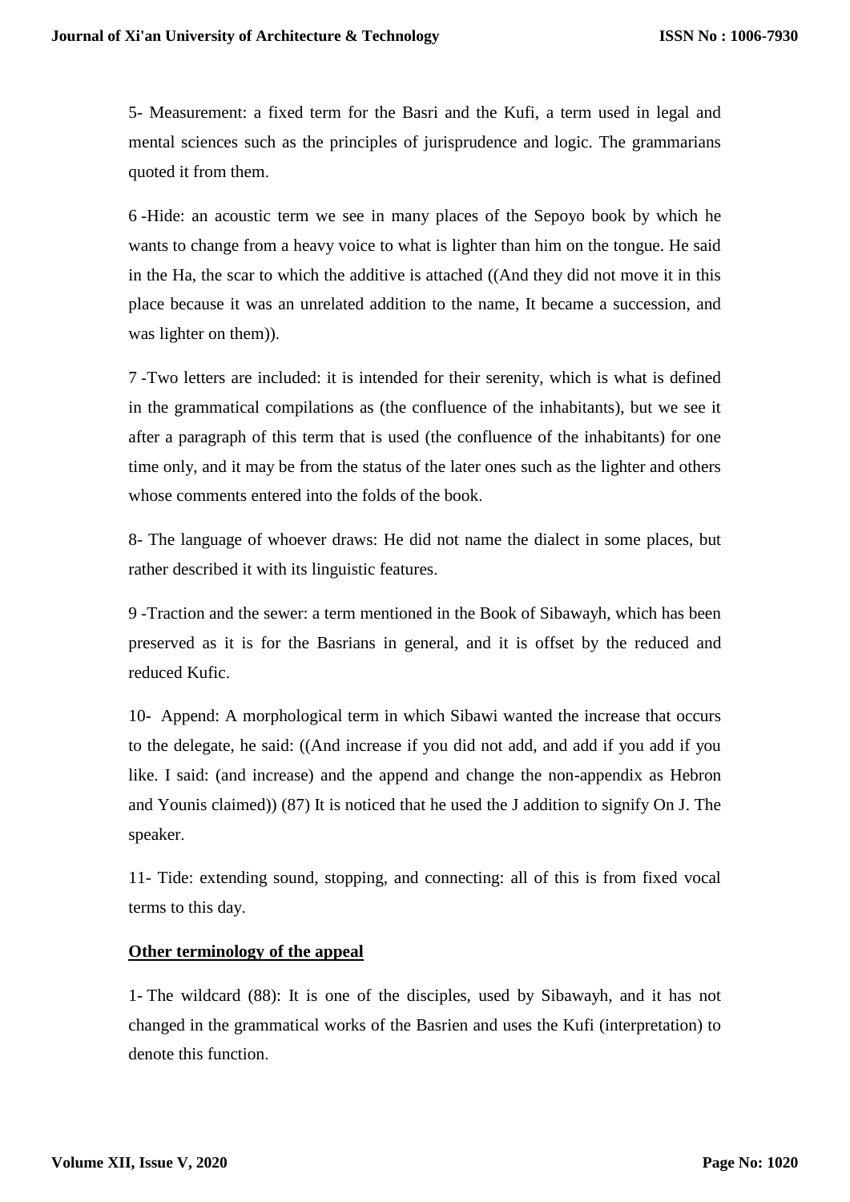5- Measurement: a fixed term for the Basri and the Kufi, a term used in legal and mental sciences such as the principles of jurisprudence and logic. The grammarians quoted it from them.

6 -Hide: an acoustic term we see in many places of the Sepoyo book by which he wants to change from a heavy voice to what is lighter than him on the tongue. He said in the Ha, the scar to which the additive is attached ((And they did not move it in this place because it was an unrelated addition to the name, It became a succession, and was lighter on them)).

7 -Two letters are included: it is intended for their serenity, which is what is defined in the grammatical compilations as (the confluence of the inhabitants), but we see it after a paragraph of this term that is used (the confluence of the inhabitants) for one time only, and it may be from the status of the later ones such as the lighter and others whose comments entered into the folds of the book.

8- The language of whoever draws: He did not name the dialect in some places, but rather described it with its linguistic features.

9 -Traction and the sewer: a term mentioned in the Book of Sibawayh, which has been preserved as it is for the Basrians in general, and it is offset by the reduced and reduced Kufic.

10- Append: A morphological term in which Sibawi wanted the increase that occurs to the delegate, he said: ((And increase if you did not add, and add if you add if you like. I said: (and increase) and the append and change the non-appendix as Hebron and Younis claimed)) (87) It is noticed that he used the J addition to signify On J. The speaker.

11- Tide: extending sound, stopping, and connecting: all of this is from fixed vocal terms to this day.

**Other terminology of the appeal**

1- The wildcard (88): It is one of the disciples, used by Sibawayh, and it has not changed in the grammatical works of the Basrien and uses the Kufi (interpretation) to denote this function.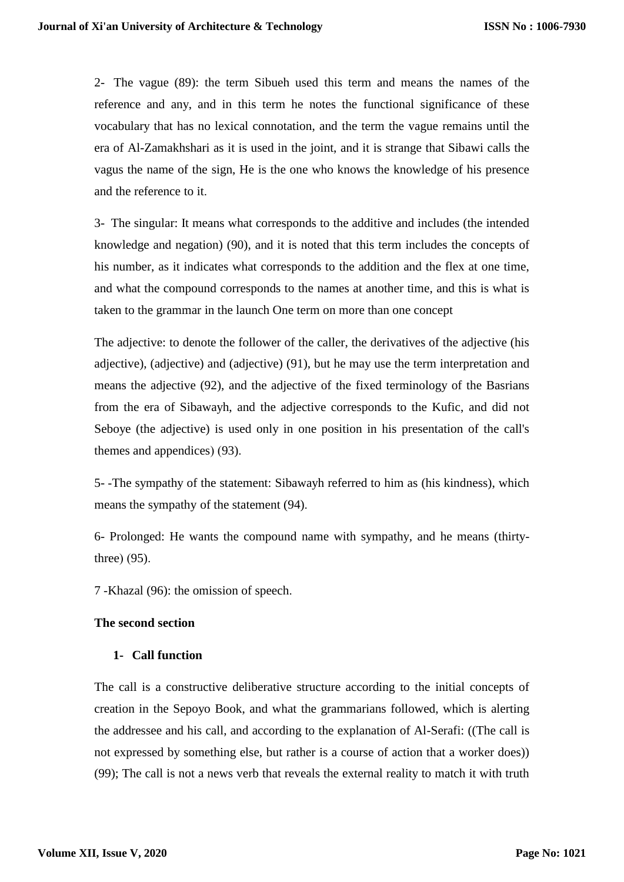2- The vague (89): the term Sibueh used this term and means the names of the reference and any, and in this term he notes the functional significance of these vocabulary that has no lexical connotation, and the term the vague remains until the era of Al-Zamakhshari as it is used in the joint, and it is strange that Sibawi calls the vagus the name of the sign, He is the one who knows the knowledge of his presence and the reference to it.

3- The singular: It means what corresponds to the additive and includes (the intended knowledge and negation) (90), and it is noted that this term includes the concepts of his number, as it indicates what corresponds to the addition and the flex at one time, and what the compound corresponds to the names at another time, and this is what is taken to the grammar in the launch One term on more than one concept

The adjective: to denote the follower of the caller, the derivatives of the adjective (his adjective), (adjective) and (adjective) (91), but he may use the term interpretation and means the adjective (92), and the adjective of the fixed terminology of the Basrians from the era of Sibawayh, and the adjective corresponds to the Kufic, and did not Seboye (the adjective) is used only in one position in his presentation of the call's themes and appendices) (93).

5- -The sympathy of the statement: Sibawayh referred to him as (his kindness), which means the sympathy of the statement (94).

6- Prolonged: He wants the compound name with sympathy, and he means (thirty-three) (95).

7 -Khazal (96): the omission of speech.

**The second section**

1. **Call function**

The call is a constructive deliberative structure according to the initial concepts of creation in the Sepoyo Book, and what the grammarians followed, which is alerting the addressee and his call, and according to the explanation of Al-Serafi: ((The call is not expressed by something else, but rather is a course of action that a worker does)) (99); The call is not a news verb that reveals the external reality to match it with truth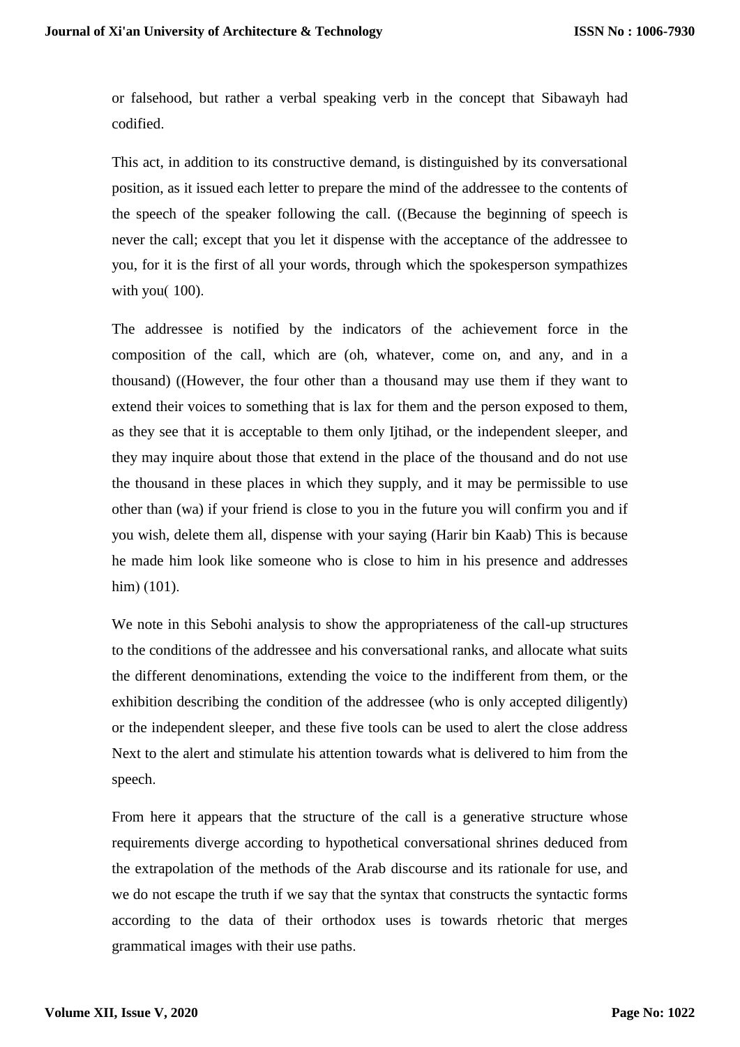or falsehood, but rather a verbal speaking verb in the concept that Sibawayh had codified.

This act, in addition to its constructive demand, is distinguished by its conversational position, as it issued each letter to prepare the mind of the addressee to the contents of the speech of the speaker following the call. ((Because the beginning of speech is never the call; except that you let it dispense with the acceptance of the addressee to you, for it is the first of all your words, through which the spokesperson sympathizes with you( 100).

The addressee is notified by the indicators of the achievement force in the composition of the call, which are (oh, whatever, come on, and any, and in a thousand) ((However, the four other than a thousand may use them if they want to extend their voices to something that is lax for them and the person exposed to them, as they see that it is acceptable to them only Ijtihad, or the independent sleeper, and they may inquire about those that extend in the place of the thousand and do not use the thousand in these places in which they supply, and it may be permissible to use other than (wa) if your friend is close to you in the future you will confirm you and if you wish, delete them all, dispense with your saying (Harir bin Kaab) This is because he made him look like someone who is close to him in his presence and addresses him) (101).

We note in this Sebohi analysis to show the appropriateness of the call-up structures to the conditions of the addressee and his conversational ranks, and allocate what suits the different denominations, extending the voice to the indifferent from them, or the exhibition describing the condition of the addressee (who is only accepted diligently) or the independent sleeper, and these five tools can be used to alert the close address Next to the alert and stimulate his attention towards what is delivered to him from the speech.

From here it appears that the structure of the call is a generative structure whose requirements diverge according to hypothetical conversational shrines deduced from the extrapolation of the methods of the Arab discourse and its rationale for use, and we do not escape the truth if we say that the syntax that constructs the syntactic forms according to the data of their orthodox uses is towards rhetoric that merges grammatical images with their use paths.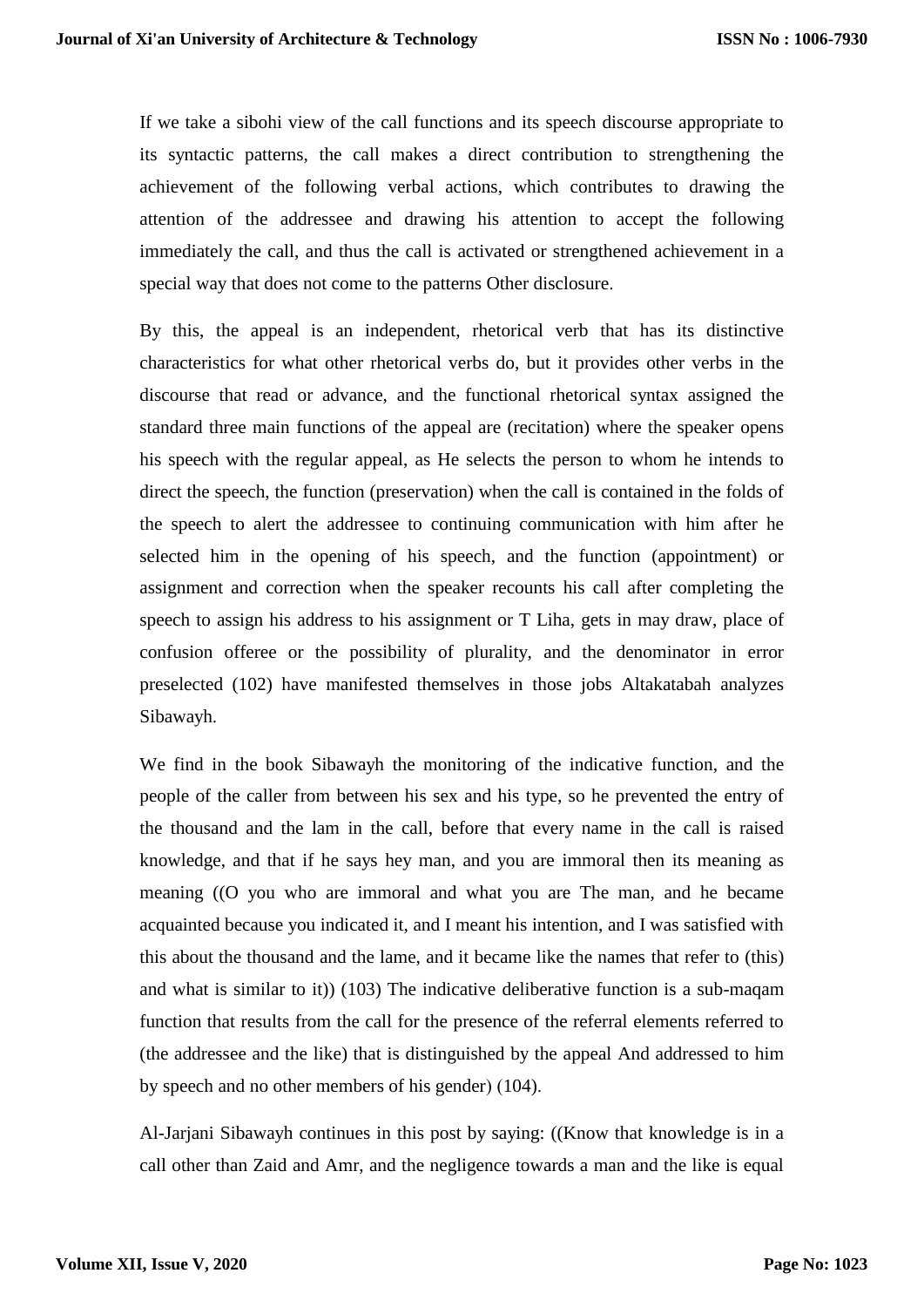If we take a sibohi view of the call functions and its speech discourse appropriate to its syntactic patterns, the call makes a direct contribution to strengthening the achievement of the following verbal actions, which contributes to drawing the attention of the addressee and drawing his attention to accept the following immediately the call, and thus the call is activated or strengthened achievement in a special way that does not come to the patterns Other disclosure.

By this, the appeal is an independent, rhetorical verb that has its distinctive characteristics for what other rhetorical verbs do, but it provides other verbs in the discourse that read or advance, and the functional rhetorical syntax assigned the standard three main functions of the appeal are (recitation) where the speaker opens his speech with the regular appeal, as He selects the person to whom he intends to direct the speech, the function (preservation) when the call is contained in the folds of the speech to alert the addressee to continuing communication with him after he selected him in the opening of his speech, and the function (appointment) or assignment and correction when the speaker recounts his call after completing the speech to assign his address to his assignment or T Liha, gets in may draw, place of confusion offeree or the possibility of plurality, and the denominator in error preselected (102) have manifested themselves in those jobs Altakatabah analyzes Sibawayh.

We find in the book Sibawayh the monitoring of the indicative function, and the people of the caller from between his sex and his type, so he prevented the entry of the thousand and the lam in the call, before that every name in the call is raised knowledge, and that if he says hey man, and you are immoral then its meaning as meaning ((O you who are immoral and what you are The man, and he became acquainted because you indicated it, and I meant his intention, and I was satisfied with this about the thousand and the lame, and it became like the names that refer to (this) and what is similar to it)) (103) The indicative deliberative function is a sub-maqam function that results from the call for the presence of the referral elements referred to (the addressee and the like) that is distinguished by the appeal And addressed to him by speech and no other members of his gender) (104).

Al-Jarjani Sibawayh continues in this post by saying: ((Know that knowledge is in a call other than Zaid and Amr, and the negligence towards a man and the like is equal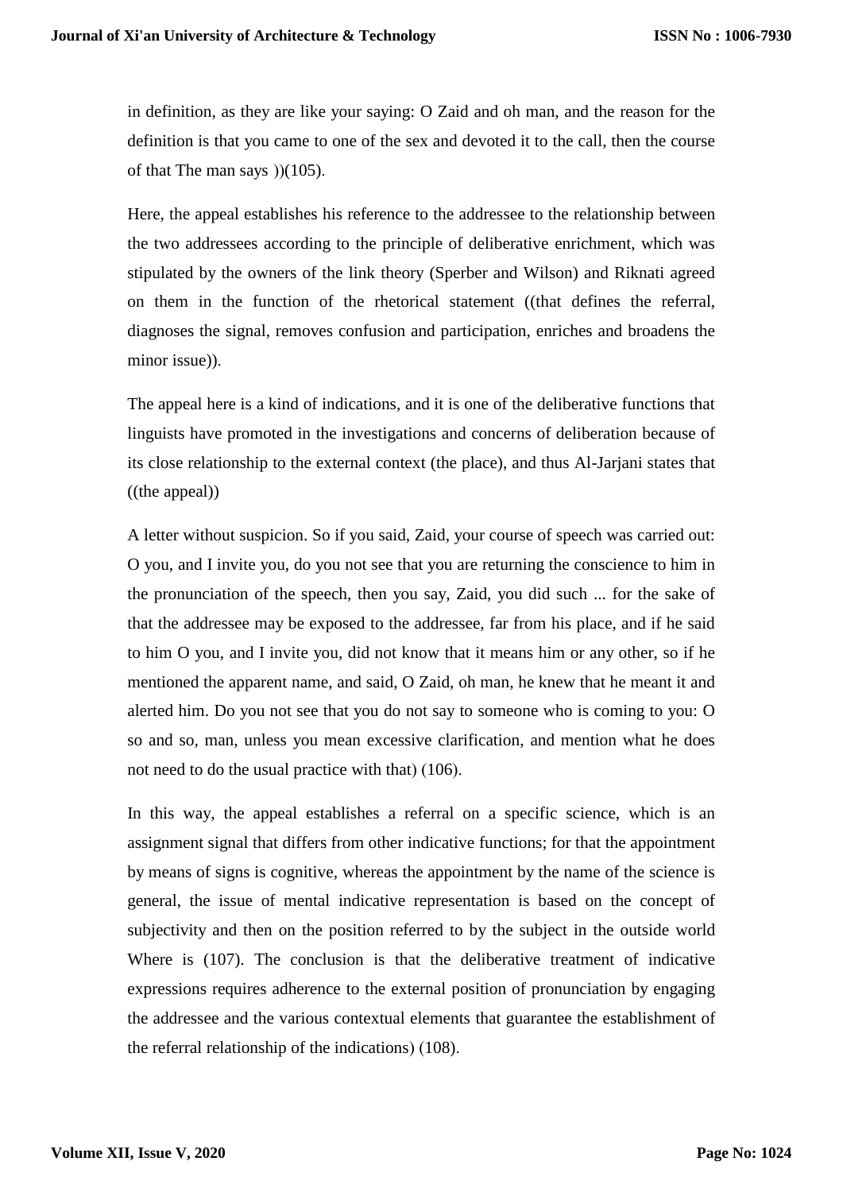in definition, as they are like your saying: O Zaid and oh man, and the reason for the definition is that you came to one of the sex and devoted it to the call, then the course of that The man says ))(105).

Here, the appeal establishes his reference to the addressee to the relationship between the two addressees according to the principle of deliberative enrichment, which was stipulated by the owners of the link theory (Sperber and Wilson) and Riknati agreed on them in the function of the rhetorical statement ((that defines the referral, diagnoses the signal, removes confusion and participation, enriches and broadens the minor issue)).

The appeal here is a kind of indications, and it is one of the deliberative functions that linguists have promoted in the investigations and concerns of deliberation because of its close relationship to the external context (the place), and thus Al-Jarjani states that ((the appeal))

A letter without suspicion. So if you said, Zaid, your course of speech was carried out: O you, and I invite you, do you not see that you are returning the conscience to him in the pronunciation of the speech, then you say, Zaid, you did such ... for the sake of that the addressee may be exposed to the addressee, far from his place, and if he said to him O you, and I invite you, did not know that it means him or any other, so if he mentioned the apparent name, and said, O Zaid, oh man, he knew that he meant it and alerted him. Do you not see that you do not say to someone who is coming to you: O so and so, man, unless you mean excessive clarification, and mention what he does not need to do the usual practice with that) (106).

In this way, the appeal establishes a referral on a specific science, which is an assignment signal that differs from other indicative functions; for that the appointment by means of signs is cognitive, whereas the appointment by the name of the science is general, the issue of mental indicative representation is based on the concept of subjectivity and then on the position referred to by the subject in the outside world Where is (107). The conclusion is that the deliberative treatment of indicative expressions requires adherence to the external position of pronunciation by engaging the addressee and the various contextual elements that guarantee the establishment of the referral relationship of the indications) (108).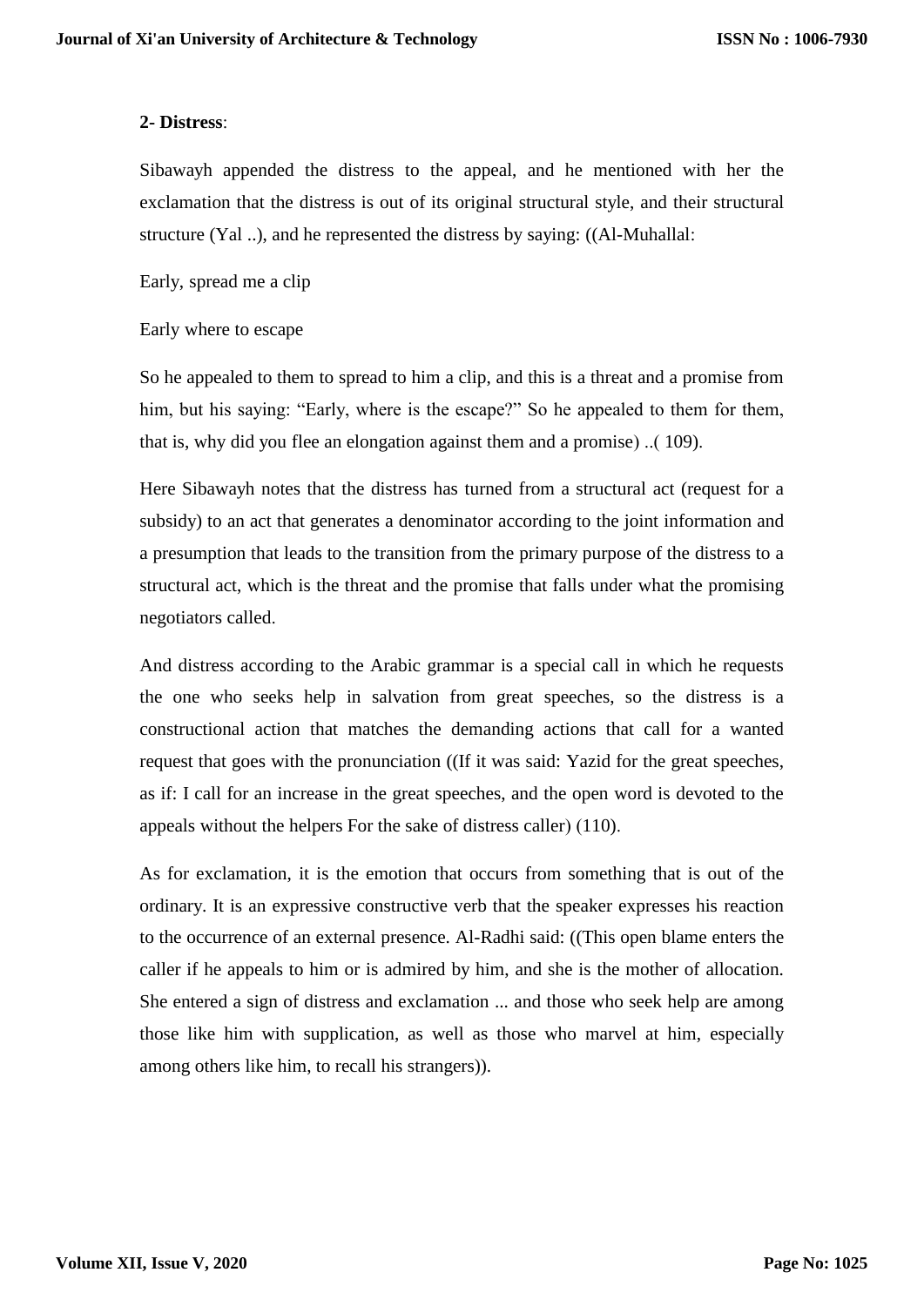**2- Distress**:

Sibawayh appended the distress to the appeal, and he mentioned with her the exclamation that the distress is out of its original structural style, and their structural structure (Yal ..), and he represented the distress by saying: ((Al-Muhallal:

Early, spread me a clip

Early where to escape

So he appealed to them to spread to him a clip, and this is a threat and a promise from him, but his saying: “Early, where is the escape?” So he appealed to them for them, that is, why did you flee an elongation against them and a promise) ..( 109).

Here Sibawayh notes that the distress has turned from a structural act (request for a subsidy) to an act that generates a denominator according to the joint information and a presumption that leads to the transition from the primary purpose of the distress to a structural act, which is the threat and the promise that falls under what the promising negotiators called.

And distress according to the Arabic grammar is a special call in which he requests the one who seeks help in salvation from great speeches, so the distress is a constructional action that matches the demanding actions that call for a wanted request that goes with the pronunciation ((If it was said: Yazid for the great speeches, as if: I call for an increase in the great speeches, and the open word is devoted to the appeals without the helpers For the sake of distress caller) (110).

As for exclamation, it is the emotion that occurs from something that is out of the ordinary. It is an expressive constructive verb that the speaker expresses his reaction to the occurrence of an external presence. Al-Radhi said: ((This open blame enters the caller if he appeals to him or is admired by him, and she is the mother of allocation. She entered a sign of distress and exclamation ... and those who seek help are among those like him with supplication, as well as those who marvel at him, especially among others like him, to recall his strangers)).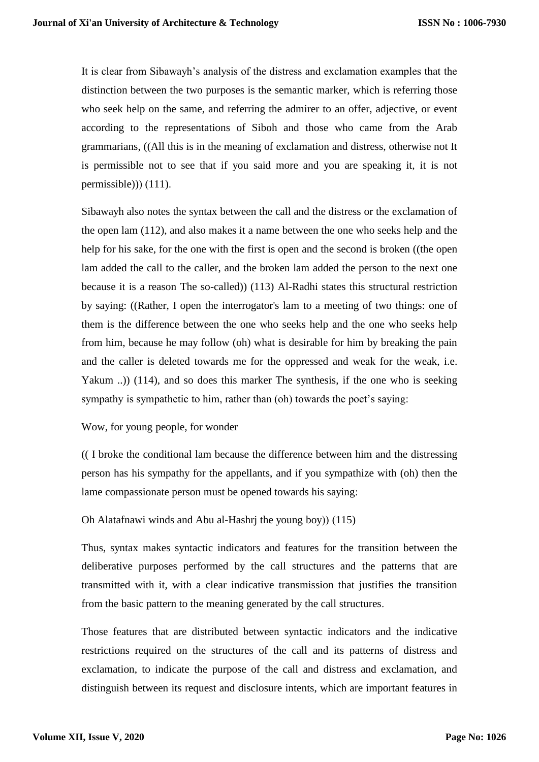It is clear from Sibawayh's analysis of the distress and exclamation examples that the distinction between the two purposes is the semantic marker, which is referring those who seek help on the same, and referring the admirer to an offer, adjective, or event according to the representations of Siboh and those who came from the Arab grammarians, ((All this is in the meaning of exclamation and distress, otherwise not It is permissible not to see that if you said more and you are speaking it, it is not permissible))) (111).

Sibawayh also notes the syntax between the call and the distress or the exclamation of the open lam (112), and also makes it a name between the one who seeks help and the help for his sake, for the one with the first is open and the second is broken ((the open lam added the call to the caller, and the broken lam added the person to the next one because it is a reason The so-called)) (113) Al-Radhi states this structural restriction by saying: ((Rather, I open the interrogator's lam to a meeting of two things: one of them is the difference between the one who seeks help and the one who seeks help from him, because he may follow (oh) what is desirable for him by breaking the pain and the caller is deleted towards me for the oppressed and weak for the weak, i.e. Yakum ..)) (114), and so does this marker The synthesis, if the one who is seeking sympathy is sympathetic to him, rather than (oh) towards the poet's saying:

Wow, for young people, for wonder

(( I broke the conditional lam because the difference between him and the distressing person has his sympathy for the appellants, and if you sympathize with (oh) then the lame compassionate person must be opened towards his saying:

Oh Alatafnawi winds and Abu al-Hashrj the young boy)) (115)

Thus, syntax makes syntactic indicators and features for the transition between the deliberative purposes performed by the call structures and the patterns that are transmitted with it, with a clear indicative transmission that justifies the transition from the basic pattern to the meaning generated by the call structures.

Those features that are distributed between syntactic indicators and the indicative restrictions required on the structures of the call and its patterns of distress and exclamation, to indicate the purpose of the call and distress and exclamation, and distinguish between its request and disclosure intents, which are important features in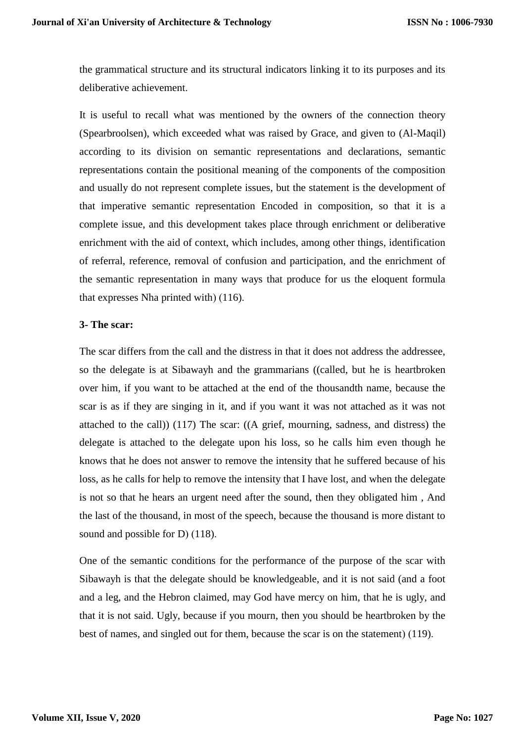the grammatical structure and its structural indicators linking it to its purposes and its deliberative achievement.

It is useful to recall what was mentioned by the owners of the connection theory (Spearbroolsen), which exceeded what was raised by Grace, and given to (Al-Maqil) according to its division on semantic representations and declarations, semantic representations contain the positional meaning of the components of the composition and usually do not represent complete issues, but the statement is the development of that imperative semantic representation Encoded in composition, so that it is a complete issue, and this development takes place through enrichment or deliberative enrichment with the aid of context, which includes, among other things, identification of referral, reference, removal of confusion and participation, and the enrichment of the semantic representation in many ways that produce for us the eloquent formula that expresses Nha printed with) (116).

**3- The scar:**

The scar differs from the call and the distress in that it does not address the addressee, so the delegate is at Sibawayh and the grammarians ((called, but he is heartbroken over him, if you want to be attached at the end of the thousandth name, because the scar is as if they are singing in it, and if you want it was not attached as it was not attached to the call)) (117) The scar: ((A grief, mourning, sadness, and distress) the delegate is attached to the delegate upon his loss, so he calls him even though he knows that he does not answer to remove the intensity that he suffered because of his loss, as he calls for help to remove the intensity that I have lost, and when the delegate is not so that he hears an urgent need after the sound, then they obligated him , And the last of the thousand, in most of the speech, because the thousand is more distant to sound and possible for D) (118).

One of the semantic conditions for the performance of the purpose of the scar with Sibawayh is that the delegate should be knowledgeable, and it is not said (and a foot and a leg, and the Hebron claimed, may God have mercy on him, that he is ugly, and that it is not said. Ugly, because if you mourn, then you should be heartbroken by the best of names, and singled out for them, because the scar is on the statement) (119).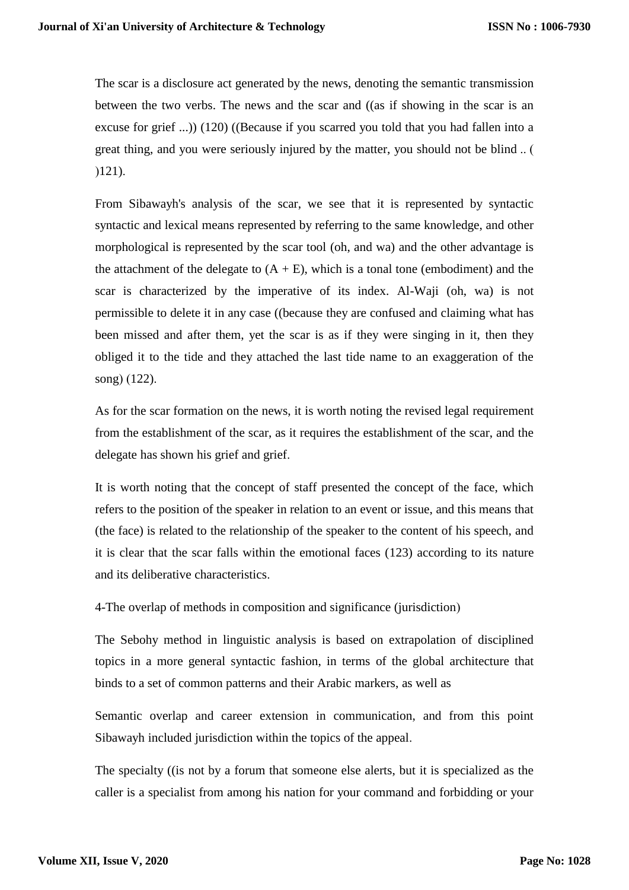The scar is a disclosure act generated by the news, denoting the semantic transmission between the two verbs. The news and the scar and ((as if showing in the scar is an excuse for grief ...)) (120) ((Because if you scarred you told that you had fallen into a great thing, and you were seriously injured by the matter, you should not be blind .. ( )121).

From Sibawayh's analysis of the scar, we see that it is represented by syntactic syntactic and lexical means represented by referring to the same knowledge, and other morphological is represented by the scar tool (oh, and wa) and the other advantage is the attachment of the delegate to (A + E), which is a tonal tone (embodiment) and the scar is characterized by the imperative of its index. Al-Waji (oh, wa) is not permissible to delete it in any case ((because they are confused and claiming what has been missed and after them, yet the scar is as if they were singing in it, then they obliged it to the tide and they attached the last tide name to an exaggeration of the song) (122).

As for the scar formation on the news, it is worth noting the revised legal requirement from the establishment of the scar, as it requires the establishment of the scar, and the delegate has shown his grief and grief.

It is worth noting that the concept of staff presented the concept of the face, which refers to the position of the speaker in relation to an event or issue, and this means that (the face) is related to the relationship of the speaker to the content of his speech, and it is clear that the scar falls within the emotional faces (123) according to its nature and its deliberative characteristics.

4-The overlap of methods in composition and significance (jurisdiction)

The Sebohy method in linguistic analysis is based on extrapolation of disciplined topics in a more general syntactic fashion, in terms of the global architecture that binds to a set of common patterns and their Arabic markers, as well as

Semantic overlap and career extension in communication, and from this point Sibawayh included jurisdiction within the topics of the appeal.

The specialty ((is not by a forum that someone else alerts, but it is specialized as the caller is a specialist from among his nation for your command and forbidding or your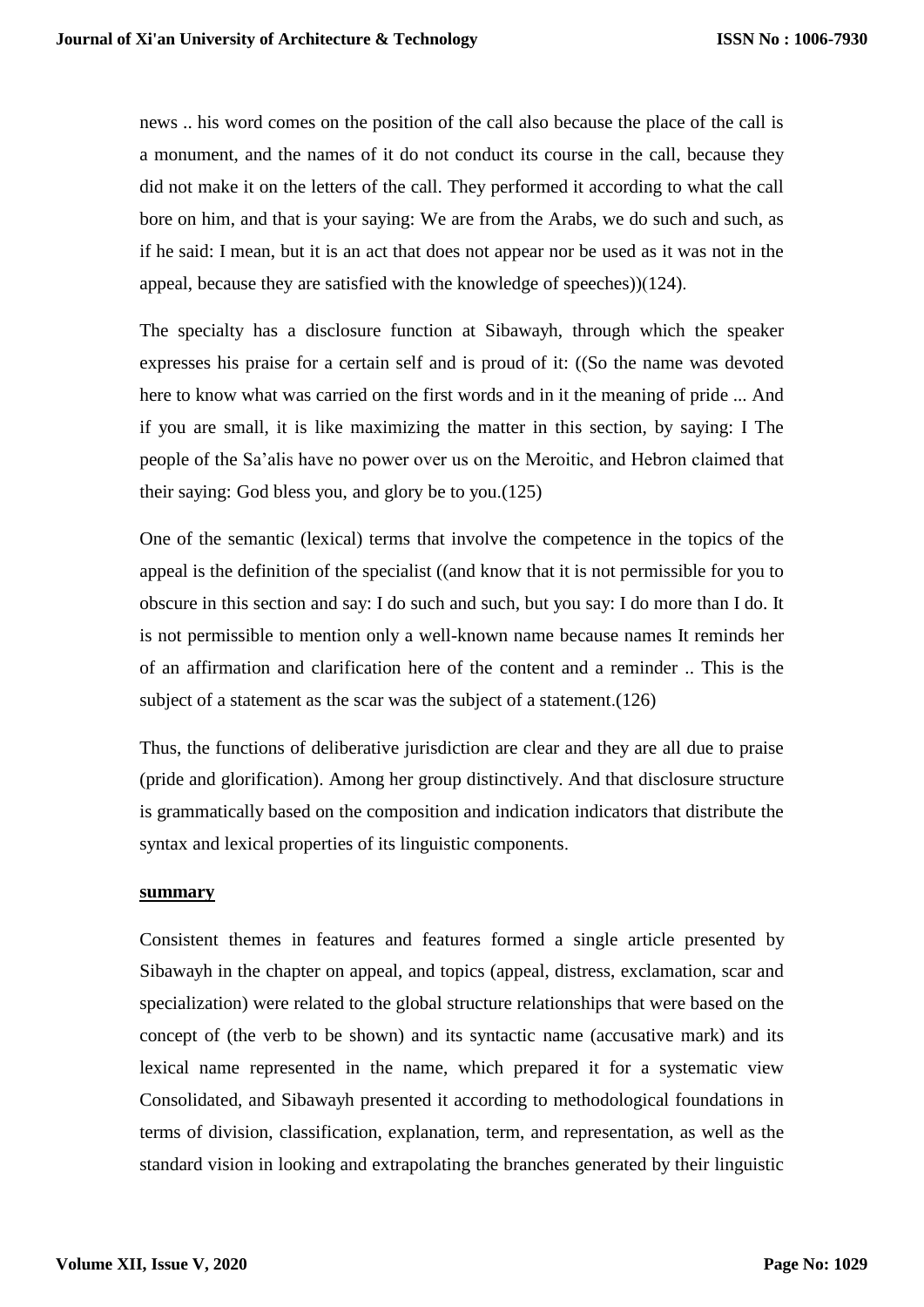news .. his word comes on the position of the call also because the place of the call is a monument, and the names of it do not conduct its course in the call, because they did not make it on the letters of the call. They performed it according to what the call bore on him, and that is your saying: We are from the Arabs, we do such and such, as if he said: I mean, but it is an act that does not appear nor be used as it was not in the appeal, because they are satisfied with the knowledge of speeches))(124).

The specialty has a disclosure function at Sibawayh, through which the speaker expresses his praise for a certain self and is proud of it: ((So the name was devoted here to know what was carried on the first words and in it the meaning of pride ... And if you are small, it is like maximizing the matter in this section, by saying: I The people of the Sa'alis have no power over us on the Meroitic, and Hebron claimed that their saying: God bless you, and glory be to you.(125)

One of the semantic (lexical) terms that involve the competence in the topics of the appeal is the definition of the specialist ((and know that it is not permissible for you to obscure in this section and say: I do such and such, but you say: I do more than I do. It is not permissible to mention only a well-known name because names It reminds her of an affirmation and clarification here of the content and a reminder .. This is the subject of a statement as the scar was the subject of a statement.(126)

Thus, the functions of deliberative jurisdiction are clear and they are all due to praise (pride and glorification). Among her group distinctively. And that disclosure structure is grammatically based on the composition and indication indicators that distribute the syntax and lexical properties of its linguistic components.

## summary

Consistent themes in features and features formed a single article presented by Sibawayh in the chapter on appeal, and topics (appeal, distress, exclamation, scar and specialization) were related to the global structure relationships that were based on the concept of (the verb to be shown) and its syntactic name (accusative mark) and its lexical name represented in the name, which prepared it for a systematic view Consolidated, and Sibawayh presented it according to methodological foundations in terms of division, classification, explanation, term, and representation, as well as the standard vision in looking and extrapolating the branches generated by their linguistic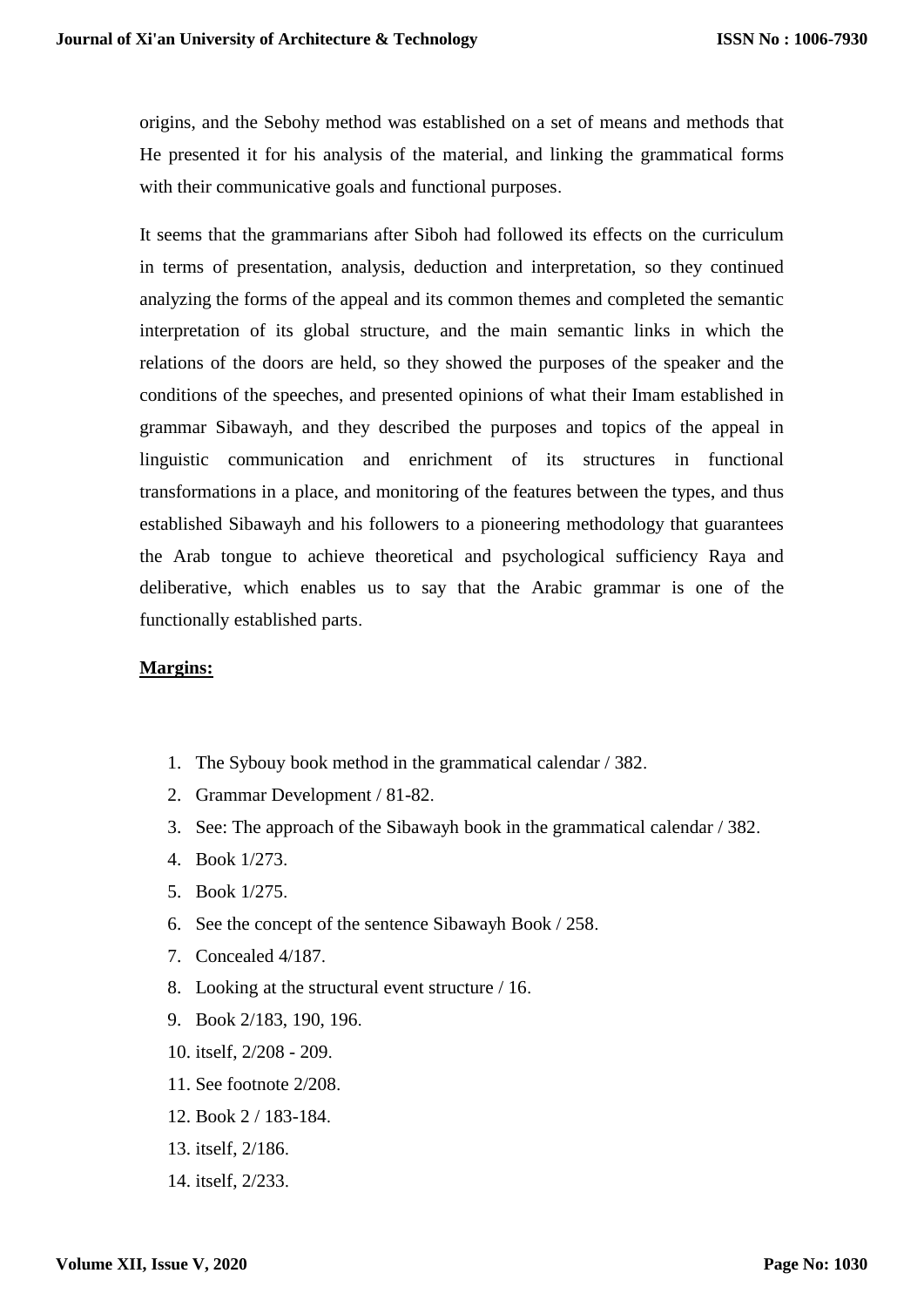origins, and the Sebohy method was established on a set of means and methods that He presented it for his analysis of the material, and linking the grammatical forms with their communicative goals and functional purposes.

It seems that the grammarians after Siboh had followed its effects on the curriculum in terms of presentation, analysis, deduction and interpretation, so they continued analyzing the forms of the appeal and its common themes and completed the semantic interpretation of its global structure, and the main semantic links in which the relations of the doors are held, so they showed the purposes of the speaker and the conditions of the speeches, and presented opinions of what their Imam established in grammar Sibawayh, and they described the purposes and topics of the appeal in linguistic communication and enrichment of its structures in functional transformations in a place, and monitoring of the features between the types, and thus established Sibawayh and his followers to a pioneering methodology that guarantees the Arab tongue to achieve theoretical and psychological sufficiency Raya and deliberative, which enables us to say that the Arabic grammar is one of the functionally established parts.

**Margins:**

1. The Sybouy book method in the grammatical calendar / 382.
2. Grammar Development / 81-82.
3. See: The approach of the Sibawayh book in the grammatical calendar / 382.
4. Book 1/273.
5. Book 1/275.
6. See the concept of the sentence Sibawayh Book / 258.
7. Concealed 4/187.
8. Looking at the structural event structure / 16.
9. Book 2/183, 190, 196.
10. itself, 2/208 - 209.
11. See footnote 2/208.
12. Book 2 / 183-184.
13. itself, 2/186.
14. itself, 2/233.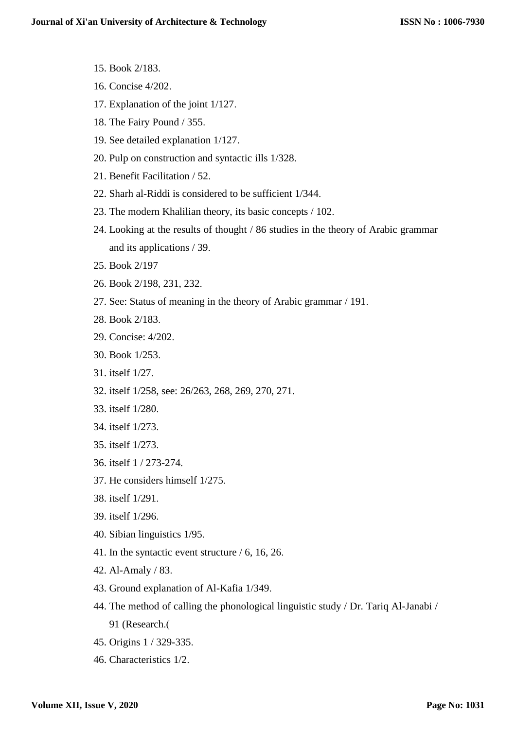15. Book 2/183.
16. Concise 4/202.
17. Explanation of the joint 1/127.
18. The Fairy Pound / 355.
19. See detailed explanation 1/127.
20. Pulp on construction and syntactic ills 1/328.
21. Benefit Facilitation / 52.
22. Sharh al-Riddi is considered to be sufficient 1/344.
23. The modern Khalilian theory, its basic concepts / 102.
24. Looking at the results of thought / 86 studies in the theory of Arabic grammar and its applications / 39.
25. Book 2/197
26. Book 2/198, 231, 232.
27. See: Status of meaning in the theory of Arabic grammar / 191.
28. Book 2/183.
29. Concise: 4/202.
30. Book 1/253.
31. itself 1/27.
32. itself 1/258, see: 26/263, 268, 269, 270, 271.
33. itself 1/280.
34. itself 1/273.
35. itself 1/273.
36. itself 1 / 273-274.
37. He considers himself 1/275.
38. itself 1/291.
39. itself 1/296.
40. Sibian linguistics 1/95.
41. In the syntactic event structure / 6, 16, 26.
42. Al-Amaly / 83.
43. Ground explanation of Al-Kafia 1/349.
44. The method of calling the phonological linguistic study / Dr. Tariq Al-Janabi / 91 (Research.(
45. Origins 1 / 329-335.
46. Characteristics 1/2.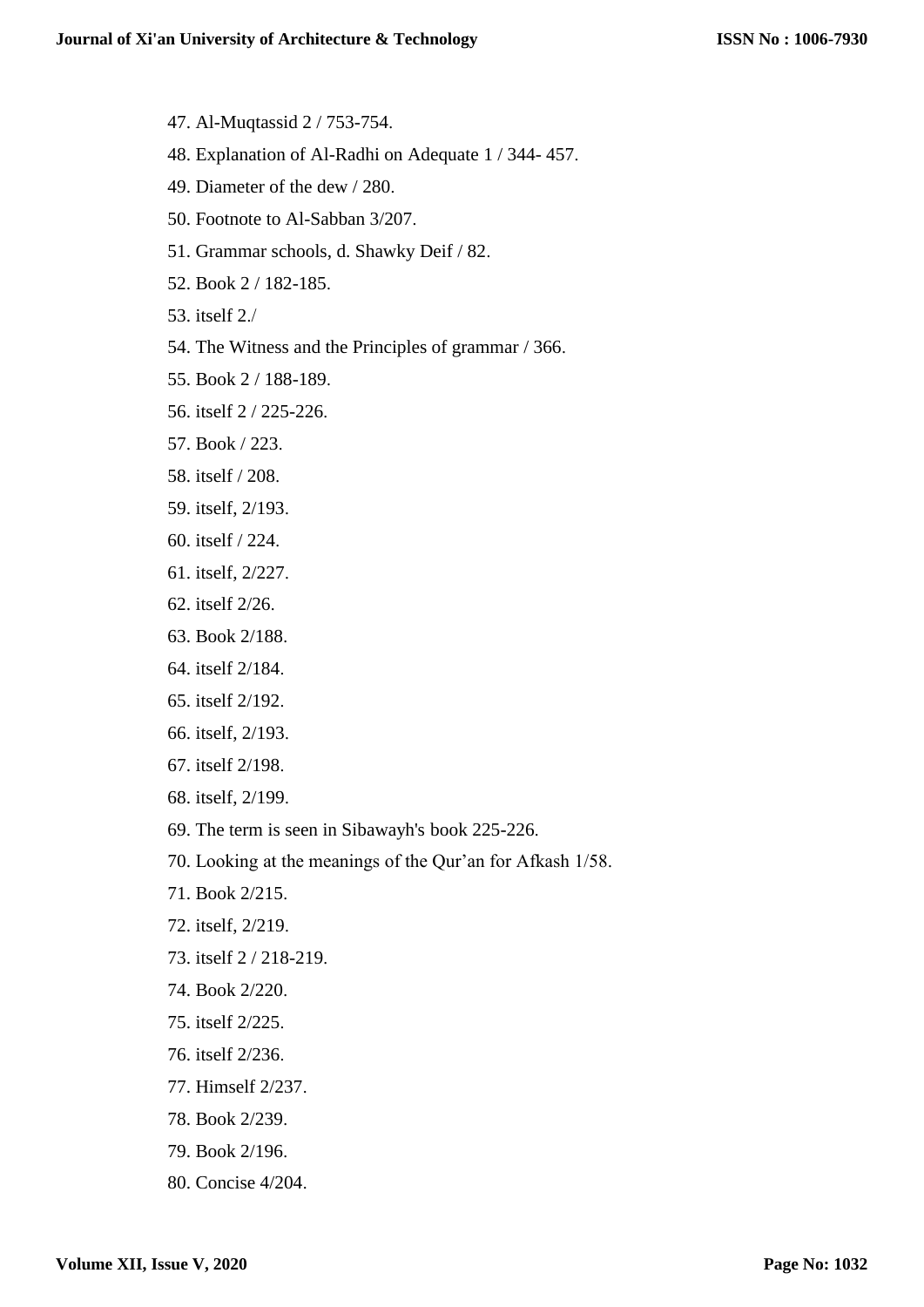47. Al-Muqtassid 2 / 753-754.
48. Explanation of Al-Radhi on Adequate 1 / 344- 457.
49. Diameter of the dew / 280.
50. Footnote to Al-Sabban 3/207.
51. Grammar schools, d. Shawky Deif / 82.
52. Book 2 / 182-185.
53. itself 2./
54. The Witness and the Principles of grammar / 366.
55. Book 2 / 188-189.
56. itself 2 / 225-226.
57. Book / 223.
58. itself / 208.
59. itself, 2/193.
60. itself / 224.
61. itself, 2/227.
62. itself 2/26.
63. Book 2/188.
64. itself 2/184.
65. itself 2/192.
66. itself, 2/193.
67. itself 2/198.
68. itself, 2/199.
69. The term is seen in Sibawayh's book 225-226.
70. Looking at the meanings of the Qur'an for Afkash 1/58.
71. Book 2/215.
72. itself, 2/219.
73. itself 2 / 218-219.
74. Book 2/220.
75. itself 2/225.
76. itself 2/236.
77. Himself 2/237.
78. Book 2/239.
79. Book 2/196.
80. Concise 4/204.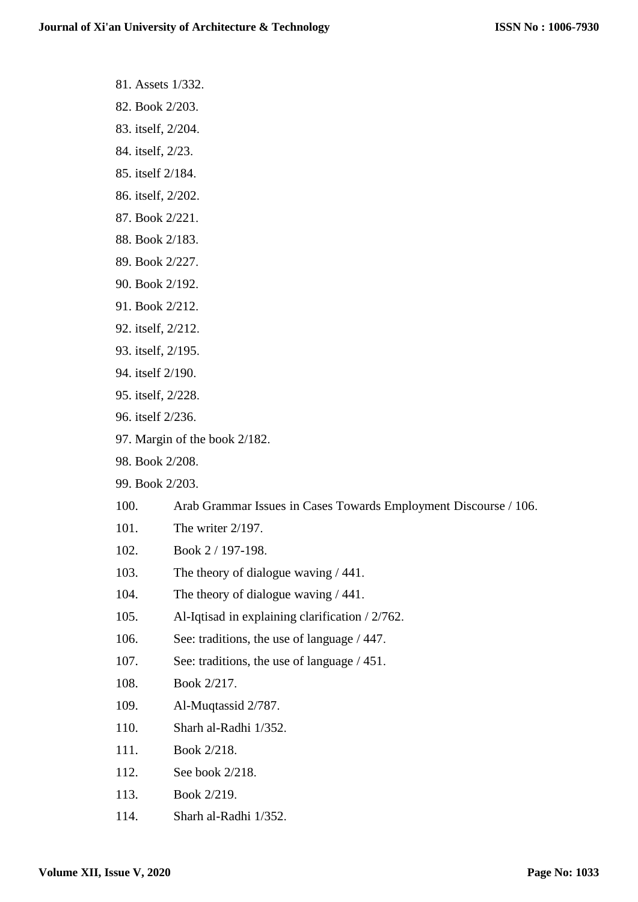81. Assets 1/332.
82. Book 2/203.
83. itself, 2/204.
84. itself, 2/23.
85. itself 2/184.
86. itself, 2/202.
87. Book 2/221.
88. Book 2/183.
89. Book 2/227.
90. Book 2/192.
91. Book 2/212.
92. itself, 2/212.
93. itself, 2/195.
94. itself 2/190.
95. itself, 2/228.
96. itself 2/236.
97. Margin of the book 2/182.
98. Book 2/208.
99. Book 2/203.
100. Arab Grammar Issues in Cases Towards Employment Discourse / 106.
101. The writer 2/197.
102. Book 2 / 197-198.
103. The theory of dialogue waving / 441.
104. The theory of dialogue waving / 441.
105. Al-Iqtisad in explaining clarification / 2/762.
106. See: traditions, the use of language / 447.
107. See: traditions, the use of language / 451.
108. Book 2/217.
109. Al-Muqtassid 2/787.
110. Sharh al-Radhi 1/352.
111. Book 2/218.
112. See book 2/218.
113. Book 2/219.
114. Sharh al-Radhi 1/352.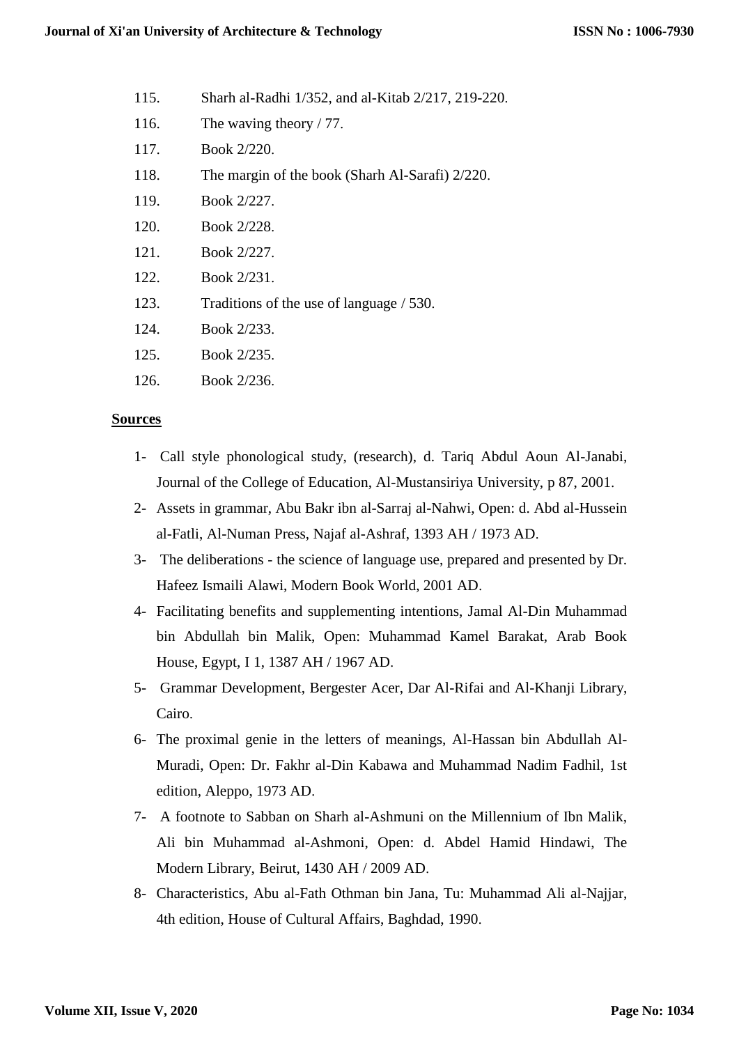115. Sharh al-Radhi 1/352, and al-Kitab 2/217, 219-220.
116. The waving theory / 77.
117. Book 2/220.
118. The margin of the book (Sharh Al-Sarafi) 2/220.
119. Book 2/227.
120. Book 2/228.
121. Book 2/227.
122. Book 2/231.
123. Traditions of the use of language / 530.
124. Book 2/233.
125. Book 2/235.
126. Book 2/236.

**Sources**

1- Call style phonological study, (research), d. Tariq Abdul Aoun Al-Janabi, Journal of the College of Education, Al-Mustansiriya University, p 87, 2001.
2- Assets in grammar, Abu Bakr ibn al-Sarraj al-Nahwi, Open: d. Abd al-Hussein al-Fatli, Al-Numan Press, Najaf al-Ashraf, 1393 AH / 1973 AD.
3- The deliberations - the science of language use, prepared and presented by Dr. Hafeez Ismaili Alawi, Modern Book World, 2001 AD.
4- Facilitating benefits and supplementing intentions, Jamal Al-Din Muhammad bin Abdullah bin Malik, Open: Muhammad Kamel Barakat, Arab Book House, Egypt, I 1, 1387 AH / 1967 AD.
5- Grammar Development, Bergester Acer, Dar Al-Rifai and Al-Khanji Library, Cairo.
6- The proximal genie in the letters of meanings, Al-Hassan bin Abdullah Al-Muradi, Open: Dr. Fakhr al-Din Kabawa and Muhammad Nadim Fadhil, 1st edition, Aleppo, 1973 AD.
7- A footnote to Sabban on Sharh al-Ashmuni on the Millennium of Ibn Malik, Ali bin Muhammad al-Ashmoni, Open: d. Abdel Hamid Hindawi, The Modern Library, Beirut, 1430 AH / 2009 AD.
8- Characteristics, Abu al-Fath Othman bin Jana, Tu: Muhammad Ali al-Najjar, 4th edition, House of Cultural Affairs, Baghdad, 1990.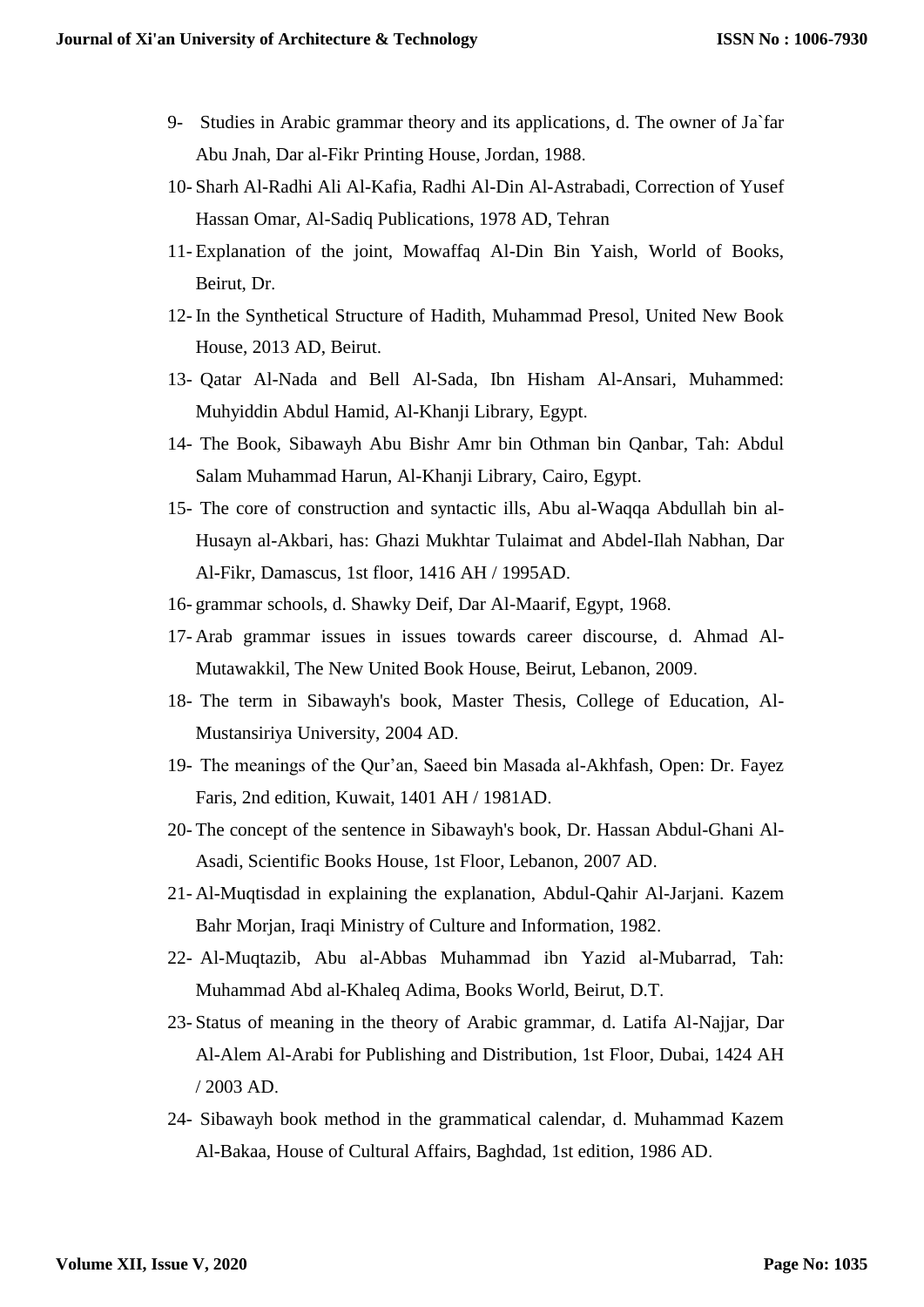9- Studies in Arabic grammar theory and its applications, d. The owner of Ja`far Abu Jnah, Dar al-Fikr Printing House, Jordan, 1988.

10- Sharh Al-Radhi Ali Al-Kafia, Radhi Al-Din Al-Astrabadi, Correction of Yusef Hassan Omar, Al-Sadiq Publications, 1978 AD, Tehran

11- Explanation of the joint, Mowaffaq Al-Din Bin Yaish, World of Books, Beirut, Dr.

12- In the Synthetical Structure of Hadith, Muhammad Presol, United New Book House, 2013 AD, Beirut.

13- Qatar Al-Nada and Bell Al-Sada, Ibn Hisham Al-Ansari, Muhammed: Muhyiddin Abdul Hamid, Al-Khanji Library, Egypt.

14- The Book, Sibawayh Abu Bishr Amr bin Othman bin Qanbar, Tah: Abdul Salam Muhammad Harun, Al-Khanji Library, Cairo, Egypt.

15- The core of construction and syntactic ills, Abu al-Waqqa Abdullah bin al-Husayn al-Akbari, has: Ghazi Mukhtar Tulaimat and Abdel-Ilah Nabhan, Dar Al-Fikr, Damascus, 1st floor, 1416 AH / 1995AD.

16- grammar schools, d. Shawky Deif, Dar Al-Maarif, Egypt, 1968.

17- Arab grammar issues in issues towards career discourse, d. Ahmad Al-Mutawakkil, The New United Book House, Beirut, Lebanon, 2009.

18- The term in Sibawayh's book, Master Thesis, College of Education, Al-Mustansiriya University, 2004 AD.

19- The meanings of the Qur'an, Saeed bin Masada al-Akhfash, Open: Dr. Fayez Faris, 2nd edition, Kuwait, 1401 AH / 1981AD.

20- The concept of the sentence in Sibawayh's book, Dr. Hassan Abdul-Ghani Al-Asadi, Scientific Books House, 1st Floor, Lebanon, 2007 AD.

21- Al-Muqtisdad in explaining the explanation, Abdul-Qahir Al-Jarjani. Kazem Bahr Morjan, Iraqi Ministry of Culture and Information, 1982.

22- Al-Muqtazib, Abu al-Abbas Muhammad ibn Yazid al-Mubarrad, Tah: Muhammad Abd al-Khaleq Adima, Books World, Beirut, D.T.

23- Status of meaning in the theory of Arabic grammar, d. Latifa Al-Najjar, Dar Al-Alem Al-Arabi for Publishing and Distribution, 1st Floor, Dubai, 1424 AH / 2003 AD.

24- Sibawayh book method in the grammatical calendar, d. Muhammad Kazem Al-Bakaa, House of Cultural Affairs, Baghdad, 1st edition, 1986 AD.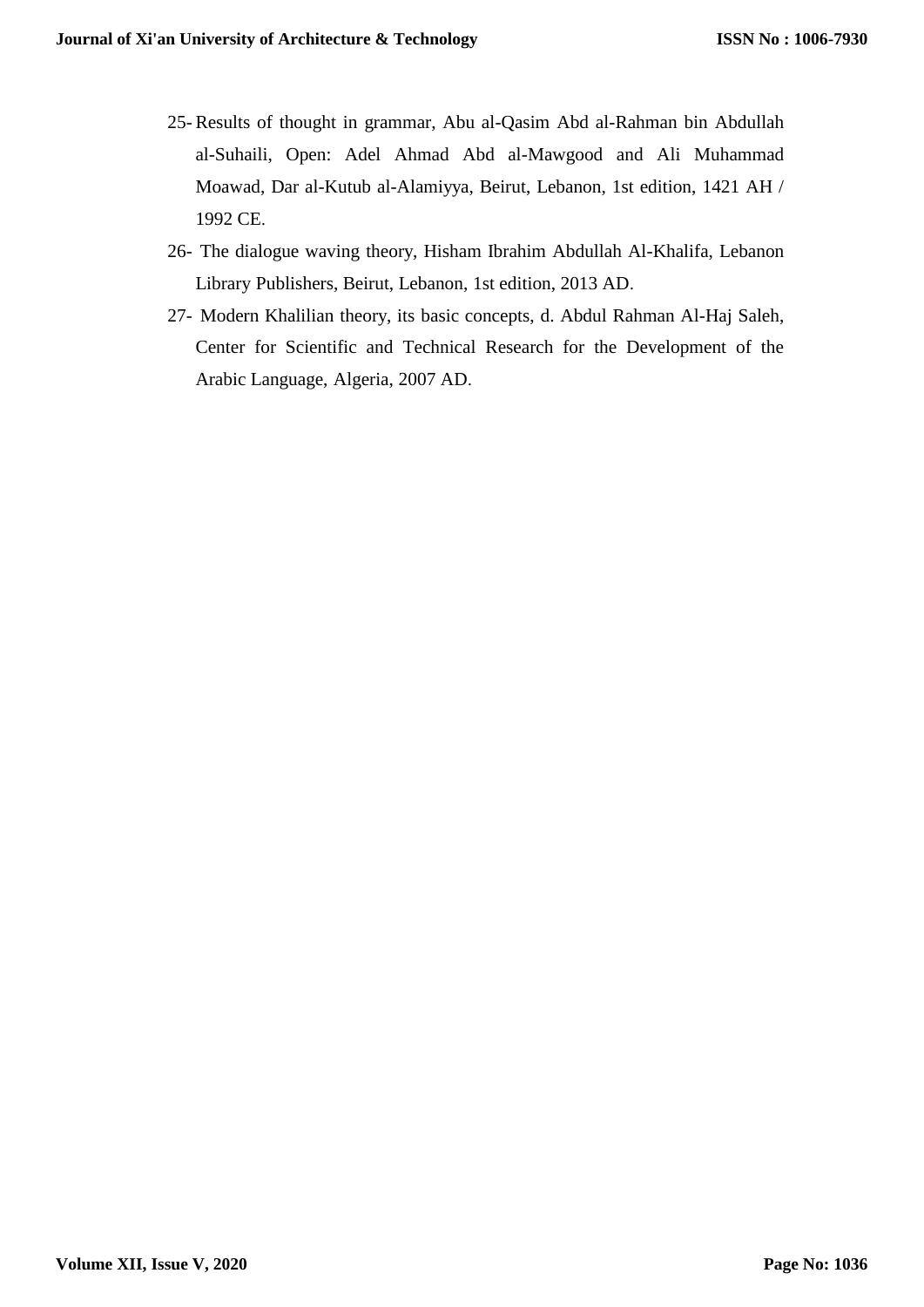25- Results of thought in grammar, Abu al-Qasim Abd al-Rahman bin Abdullah al-Suhaili, Open: Adel Ahmad Abd al-Mawgood and Ali Muhammad Moawad, Dar al-Kutub al-Alamiyya, Beirut, Lebanon, 1st edition, 1421 AH / 1992 CE.

26- The dialogue waving theory, Hisham Ibrahim Abdullah Al-Khalifa, Lebanon Library Publishers, Beirut, Lebanon, 1st edition, 2013 AD.

27- Modern Khalilian theory, its basic concepts, d. Abdul Rahman Al-Haj Saleh, Center for Scientific and Technical Research for the Development of the Arabic Language, Algeria, 2007 AD.